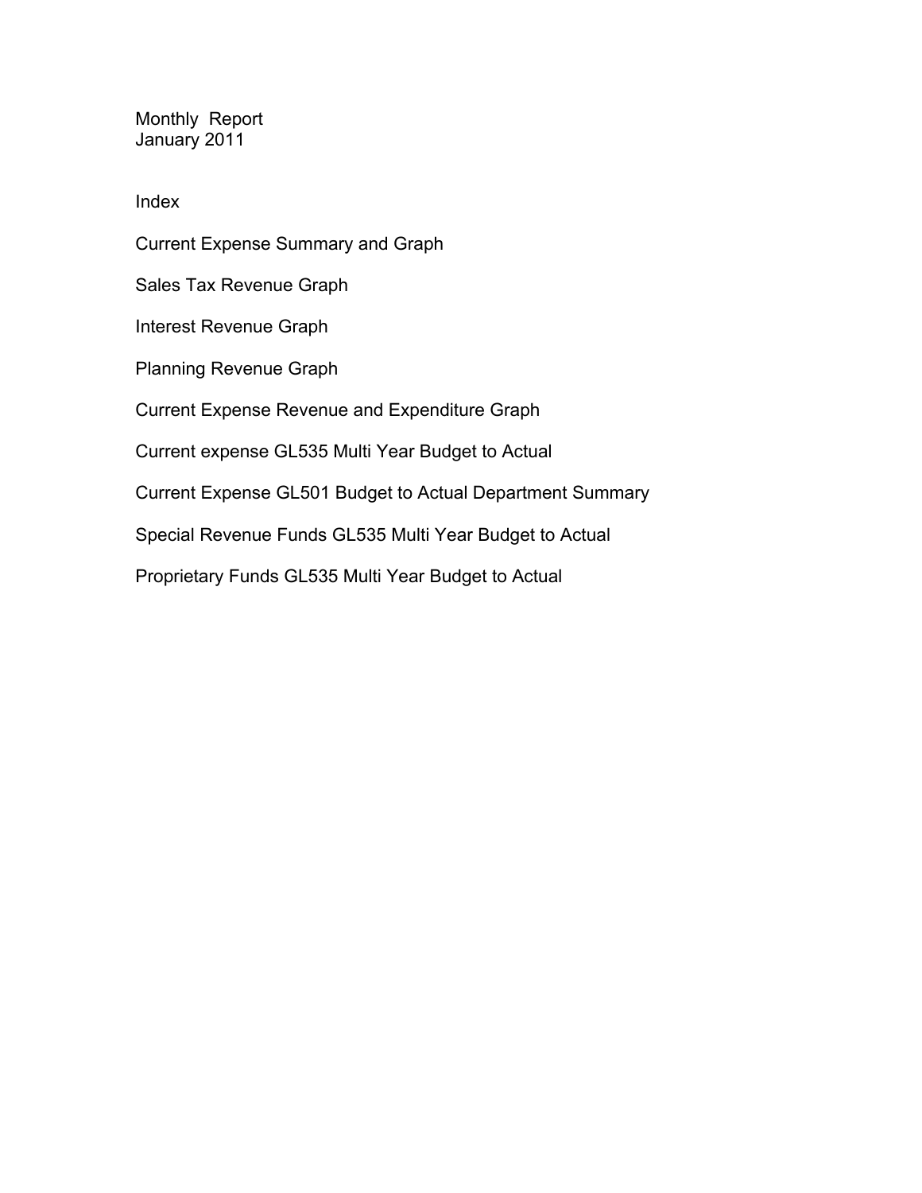# Monthly Report
## January 2011

### Index

Current Expense Summary and Graph

Sales Tax Revenue Graph

Interest Revenue Graph

Planning Revenue Graph

Current Expense Revenue and Expenditure Graph

Current expense GL535 Multi Year Budget to Actual

Current Expense GL501 Budget to Actual Department Summary

Special Revenue Funds GL535 Multi Year Budget to Actual

Proprietary Funds GL535 Multi Year Budget to Actual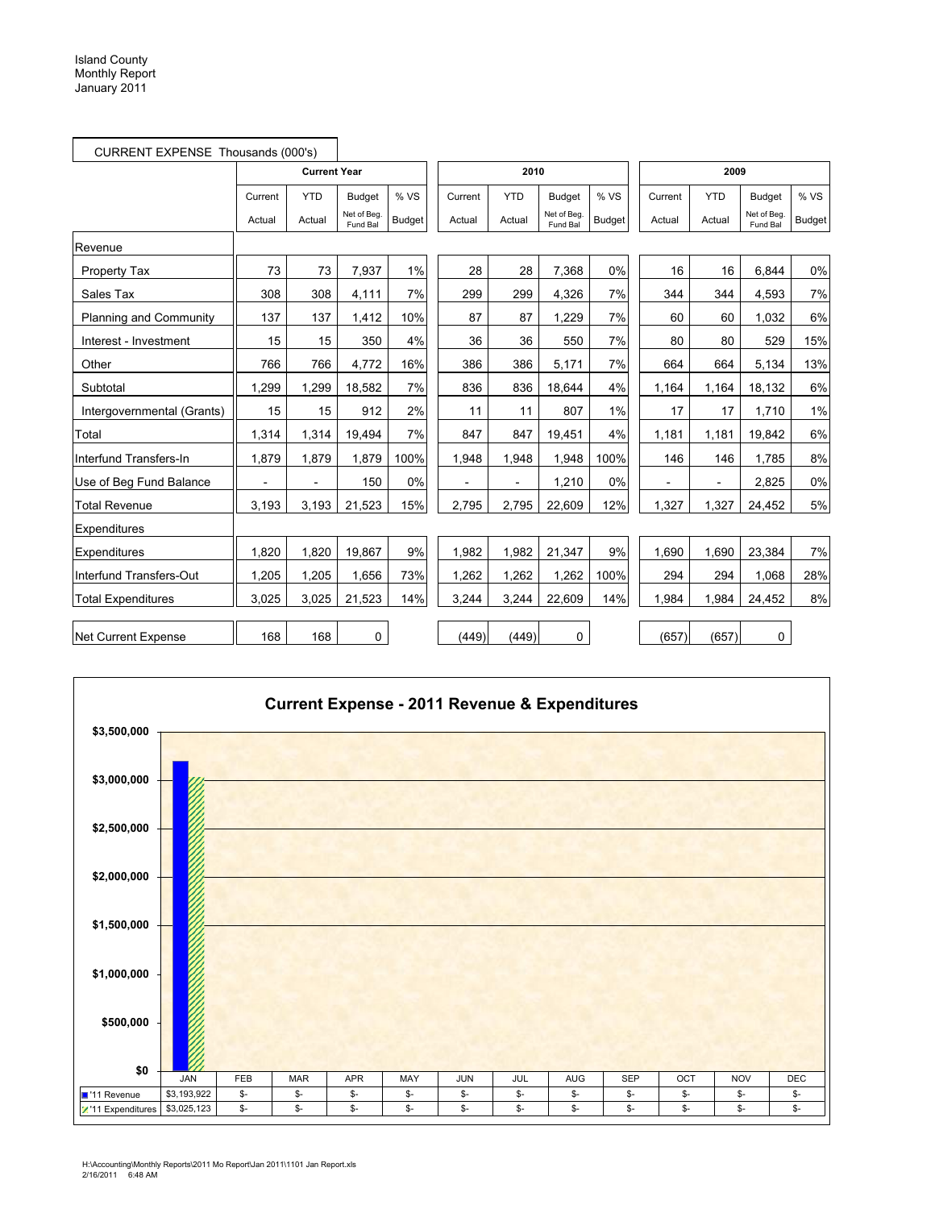Island County
Monthly Report
January 2011

CURRENT EXPENSE Thousands (000's)

| | Current Year | | | | 2010 | | | | 2009 | | | |
|---|---|---|---|---|---|---|---|---|---|---|---|---|
| | Current Actual | YTD Actual | Budget Net of Beg. Fund Bal | % VS Budget | Current Actual | YTD Actual | Budget Net of Beg. Fund Bal | % VS Budget | Current Actual | YTD Actual | Budget Net of Beg. Fund Bal | % VS Budget |
| Revenue | | | | | | | | | | | | |
| Property Tax | 73 | 73 | 7,937 | 1% | 28 | 28 | 7,368 | 0% | 16 | 16 | 6,844 | 0% |
| Sales Tax | 308 | 308 | 4,111 | 7% | 299 | 299 | 4,326 | 7% | 344 | 344 | 4,593 | 7% |
| Planning and Community | 137 | 137 | 1,412 | 10% | 87 | 87 | 1,229 | 7% | 60 | 60 | 1,032 | 6% |
| Interest - Investment | 15 | 15 | 350 | 4% | 36 | 36 | 550 | 7% | 80 | 80 | 529 | 15% |
| Other | 766 | 766 | 4,772 | 16% | 386 | 386 | 5,171 | 7% | 664 | 664 | 5,134 | 13% |
| Subtotal | 1,299 | 1,299 | 18,582 | 7% | 836 | 836 | 18,644 | 4% | 1,164 | 1,164 | 18,132 | 6% |
| Intergovernmental (Grants) | 15 | 15 | 912 | 2% | 11 | 11 | 807 | 1% | 17 | 17 | 1,710 | 1% |
| Total | 1,314 | 1,314 | 19,494 | 7% | 847 | 847 | 19,451 | 4% | 1,181 | 1,181 | 19,842 | 6% |
| Interfund Transfers-In | 1,879 | 1,879 | 1,879 | 100% | 1,948 | 1,948 | 1,948 | 100% | 146 | 146 | 1,785 | 8% |
| Use of Beg Fund Balance | - | - | 150 | 0% | - | - | 1,210 | 0% | - | - | 2,825 | 0% |
| Total Revenue | 3,193 | 3,193 | 21,523 | 15% | 2,795 | 2,795 | 22,609 | 12% | 1,327 | 1,327 | 24,452 | 5% |
| Expenditures | | | | | | | | | | | | |
| Expenditures | 1,820 | 1,820 | 19,867 | 9% | 1,982 | 1,982 | 21,347 | 9% | 1,690 | 1,690 | 23,384 | 7% |
| Interfund Transfers-Out | 1,205 | 1,205 | 1,656 | 73% | 1,262 | 1,262 | 1,262 | 100% | 294 | 294 | 1,068 | 28% |
| Total Expenditures | 3,025 | 3,025 | 21,523 | 14% | 3,244 | 3,244 | 22,609 | 14% | 1,984 | 1,984 | 24,452 | 8% |
| Net Current Expense | 168 | 168 | 0 | | (449) | (449) | 0 | | (657) | (657) | 0 | |

**Current Expense - 2011 Revenue & Expenditures**

| | JAN | FEB | MAR | APR | MAY | JUN | JUL | AUG | SEP | OCT | NOV | DEC |
|---|---|---|---|---|---|---|---|---|---|---|---|---|
| '11 Revenue | $3,193,922 | $- | $- | $- | $- | $- | $- | $- | $- | $- | $- | $- |
| '11 Expenditures | $3,025,123 | $- | $- | $- | $- | $- | $- | $- | $- | $- | $- | $- |

H:\Accounting\Monthly Reports\2011 Mo Report\Jan 2011\1101 Jan Report.xls
2/16/2011 6:48 AM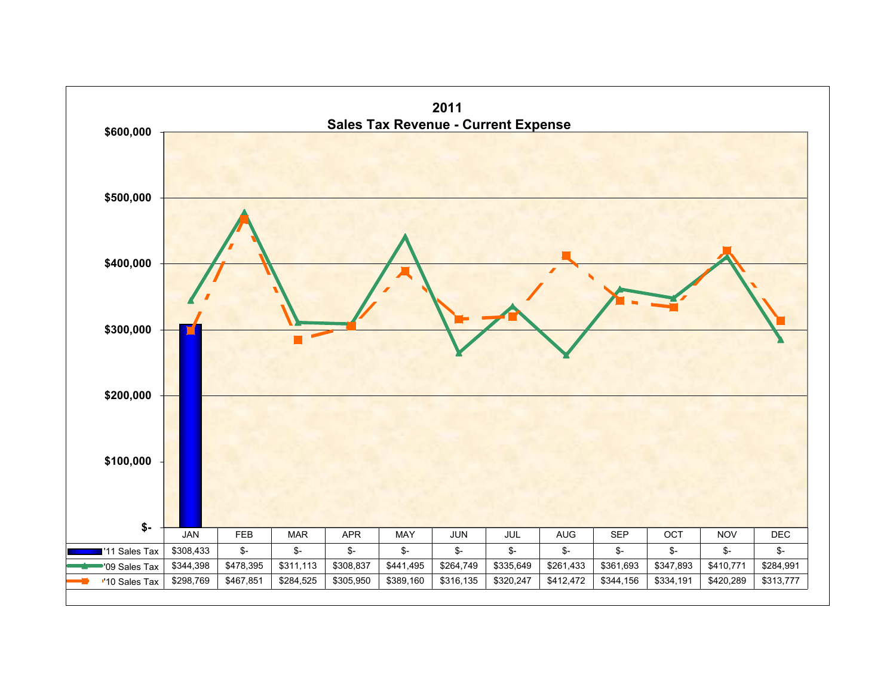# 2011
## Sales Tax Revenue - Current Expense

| | JAN | FEB | MAR | APR | MAY | JUN | JUL | AUG | SEP | OCT | NOV | DEC |
|---|---|---|---|---|---|---|---|---|---|---|---|---|
| '11 Sales Tax | $308,433 | $- | $- | $- | $- | $- | $- | $- | $- | $- | $- | $- |
| '09 Sales Tax | $344,398 | $478,395 | $311,113 | $308,837 | $441,495 | $264,749 | $335,649 | $261,433 | $361,693 | $347,893 | $410,771 | $284,991 |
| '10 Sales Tax | $298,769 | $467,851 | $284,525 | $305,950 | $389,160 | $316,135 | $320,247 | $412,472 | $344,156 | $334,191 | $420,289 | $313,777 |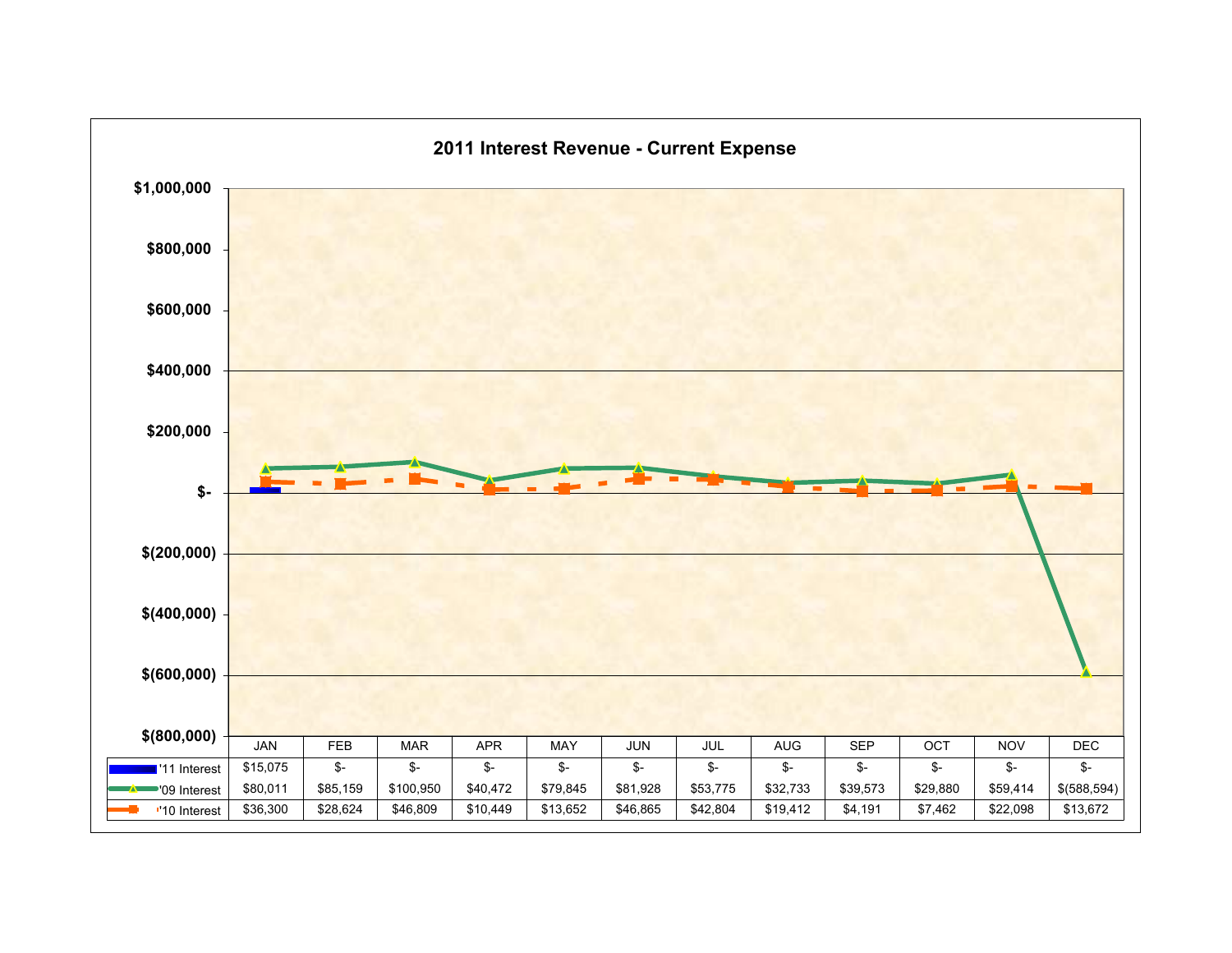# 2011 Interest Revenue - Current Expense

| | JAN | FEB | MAR | APR | MAY | JUN | JUL | AUG | SEP | OCT | NOV | DEC |
|---|---|---|---|---|---|---|---|---|---|---|---|---|
| '11 Interest | $15,075 | $- | $- | $- | $- | $- | $- | $- | $- | $- | $- | $- |
| '09 Interest | $80,011 | $85,159 | $100,950 | $40,472 | $79,845 | $81,928 | $53,775 | $32,733 | $39,573 | $29,880 | $59,414 | $(588,594) |
| '10 Interest | $36,300 | $28,624 | $46,809 | $10,449 | $13,652 | $46,865 | $42,804 | $19,412 | $4,191 | $7,462 | $22,098 | $13,672 |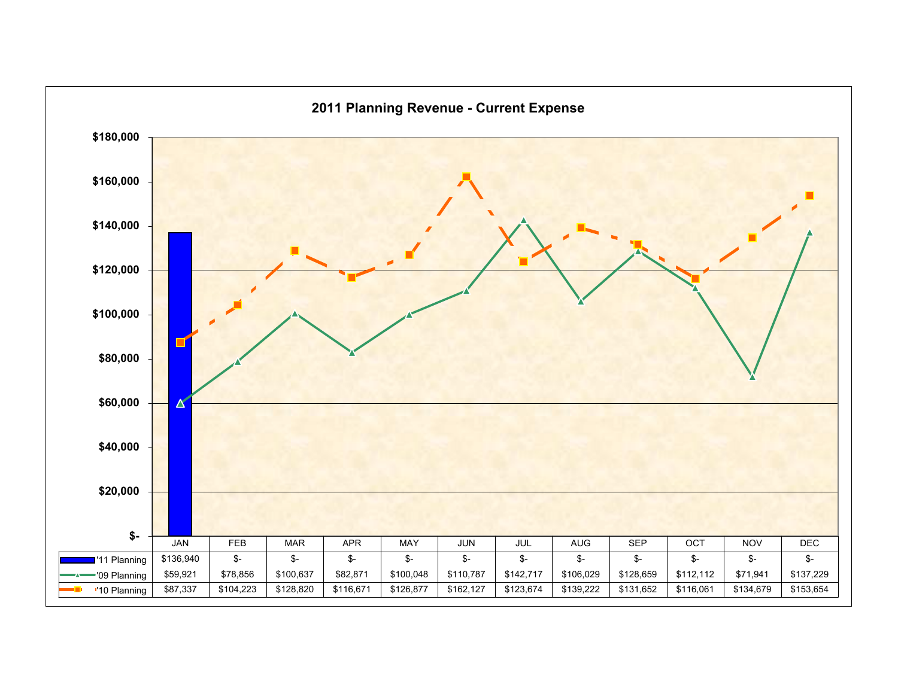## 2011 Planning Revenue - Current Expense

| | JAN | FEB | MAR | APR | MAY | JUN | JUL | AUG | SEP | OCT | NOV | DEC |
|---|---|---|---|---|---|---|---|---|---|---|---|---|
| '11 Planning | $136,940 | $- | $- | $- | $- | $- | $- | $- | $- | $- | $- | $- |
| '09 Planning | $59,921 | $78,856 | $100,637 | $82,871 | $100,048 | $110,787 | $142,717 | $106,029 | $128,659 | $112,112 | $71,941 | $137,229 |
| '10 Planning | $87,337 | $104,223 | $128,820 | $116,671 | $126,877 | $162,127 | $123,674 | $139,222 | $131,652 | $116,061 | $134,679 | $153,654 |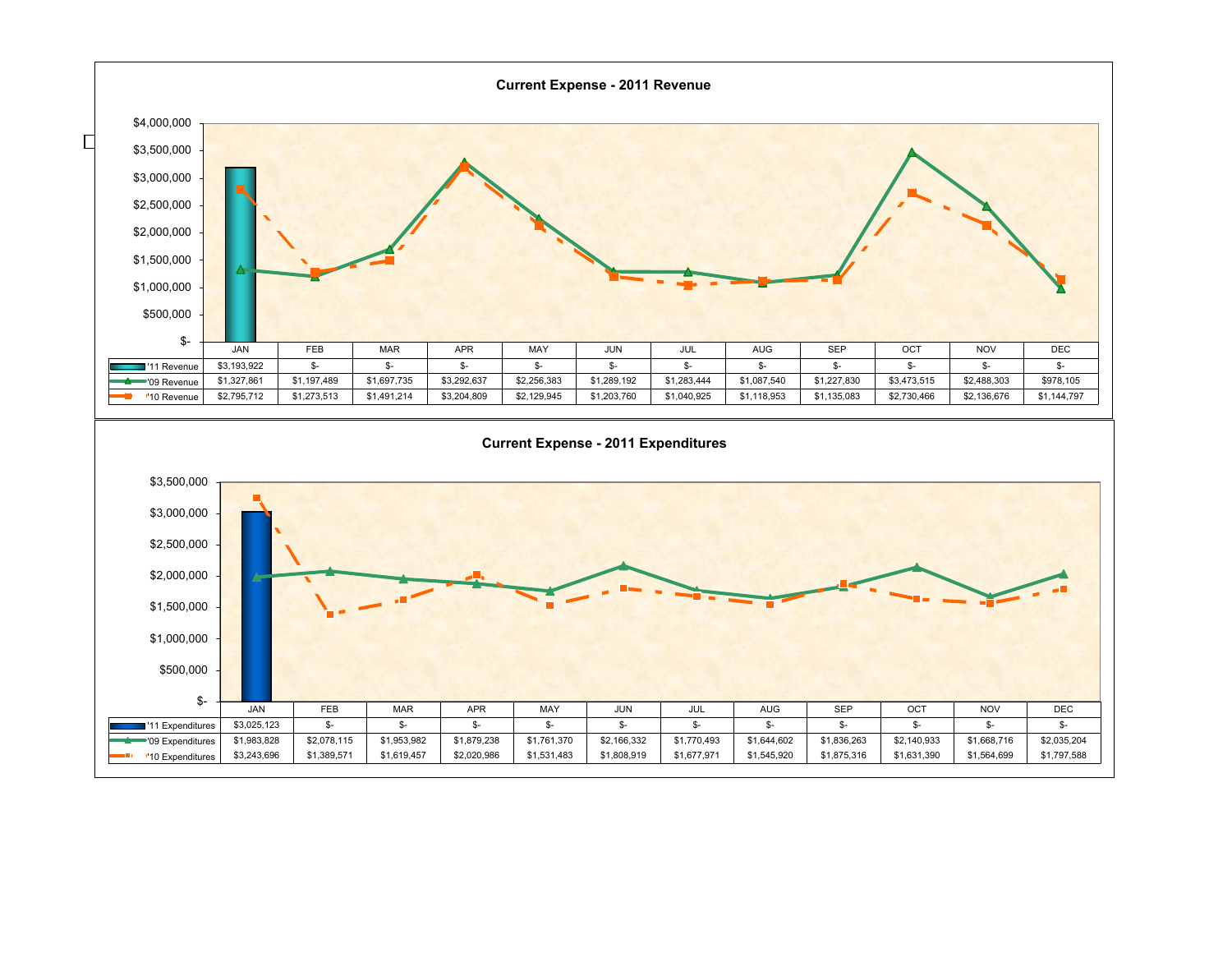## Current Expense - 2011 Revenue

| | JAN | FEB | MAR | APR | MAY | JUN | JUL | AUG | SEP | OCT | NOV | DEC |
|---|---|---|---|---|---|---|---|---|---|---|---|---|
| '11 Revenue | $3,193,922 | $- | $- | $- | $- | $- | $- | $- | $- | $- | $- | $- |
| '09 Revenue | $1,327,861 | $1,197,489 | $1,697,735 | $3,292,637 | $2,256,383 | $1,289,192 | $1,283,444 | $1,087,540 | $1,227,830 | $3,473,515 | $2,488,303 | $978,105 |
| '10 Revenue | $2,795,712 | $1,273,513 | $1,491,214 | $3,204,809 | $2,129,945 | $1,203,760 | $1,040,925 | $1,118,953 | $1,135,083 | $2,730,466 | $2,136,676 | $1,144,797 |

## Current Expense - 2011 Expenditures

| | JAN | FEB | MAR | APR | MAY | JUN | JUL | AUG | SEP | OCT | NOV | DEC |
|---|---|---|---|---|---|---|---|---|---|---|---|---|
| '11 Expenditures | $3,025,123 | $- | $- | $- | $- | $- | $- | $- | $- | $- | $- | $- |
| '09 Expenditures | $1,983,828 | $2,078,115 | $1,953,982 | $1,879,238 | $1,761,370 | $2,166,332 | $1,770,493 | $1,644,602 | $1,836,263 | $2,140,933 | $1,668,716 | $2,035,204 |
| '10 Expenditures | $3,243,696 | $1,389,571 | $1,619,457 | $2,020,986 | $1,531,483 | $1,808,919 | $1,677,971 | $1,545,920 | $1,875,316 | $1,631,390 | $1,564,699 | $1,797,588 |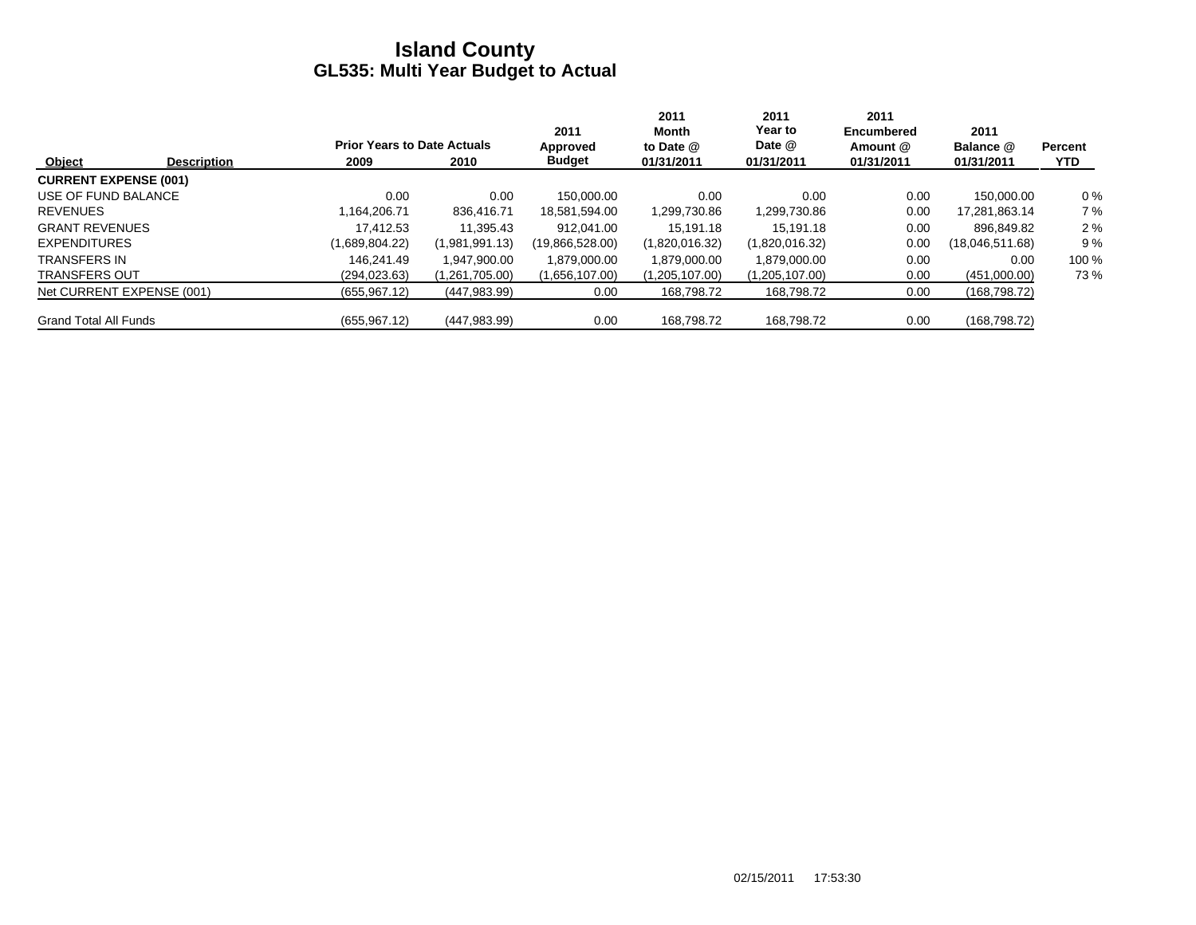# Island County
## GL535: Multi Year Budget to Actual

| Object | Description | Prior Years to Date Actuals 2009 | 2010 | 2011 Approved Budget | 2011 Month to Date @ 01/31/2011 | 2011 Year to Date @ 01/31/2011 | 2011 Encumbered Amount @ 01/31/2011 | 2011 Balance @ 01/31/2011 | Percent YTD |
|---|---|---|---|---|---|---|---|---|---|
| **CURRENT EXPENSE (001)** | | | | | | | | | |
| USE OF FUND BALANCE | | 0.00 | 0.00 | 150,000.00 | 0.00 | 0.00 | 0.00 | 150,000.00 | 0 % |
| REVENUES | | 1,164,206.71 | 836,416.71 | 18,581,594.00 | 1,299,730.86 | 1,299,730.86 | 0.00 | 17,281,863.14 | 7 % |
| GRANT REVENUES | | 17,412.53 | 11,395.43 | 912,041.00 | 15,191.18 | 15,191.18 | 0.00 | 896,849.82 | 2 % |
| EXPENDITURES | | (1,689,804.22) | (1,981,991.13) | (19,866,528.00) | (1,820,016.32) | (1,820,016.32) | 0.00 | (18,046,511.68) | 9 % |
| TRANSFERS IN | | 146,241.49 | 1,947,900.00 | 1,879,000.00 | 1,879,000.00 | 1,879,000.00 | 0.00 | 0.00 | 100 % |
| TRANSFERS OUT | | (294,023.63) | (1,261,705.00) | (1,656,107.00) | (1,205,107.00) | (1,205,107.00) | 0.00 | (451,000.00) | 73 % |
| Net CURRENT EXPENSE (001) | | (655,967.12) | (447,983.99) | 0.00 | 168,798.72 | 168,798.72 | 0.00 | (168,798.72) | |
| Grand Total All Funds | | (655,967.12) | (447,983.99) | 0.00 | 168,798.72 | 168,798.72 | 0.00 | (168,798.72) | |

02/15/2011 17:53:30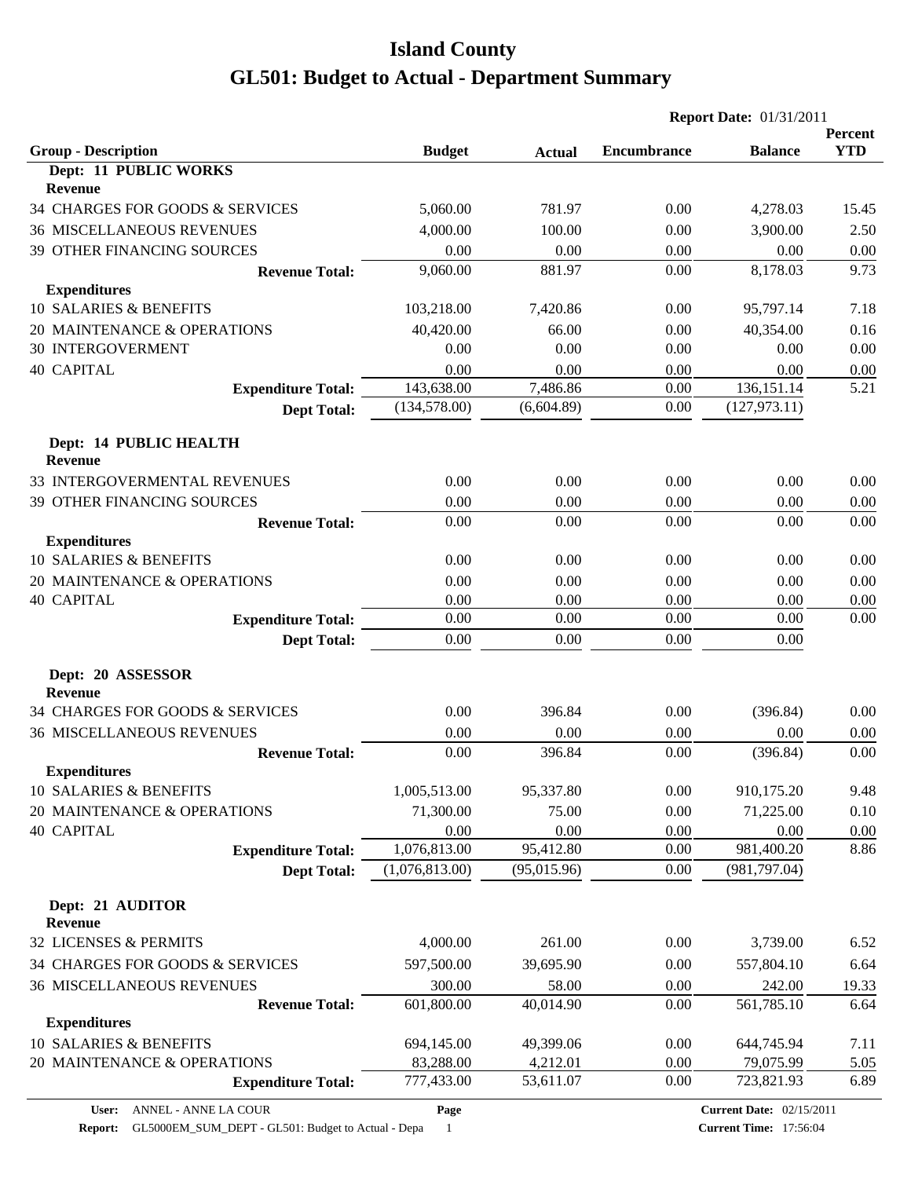# Island County

## GL501: Budget to Actual - Department Summary

**Report Date:** 01/31/2011

| Group - Description | Budget | Actual | Encumbrance | Balance | Percent YTD |
|---|---|---|---|---|---|
| **Dept: 11 PUBLIC WORKS** | | | | | |
| **Revenue** | | | | | |
| 34 CHARGES FOR GOODS & SERVICES | 5,060.00 | 781.97 | 0.00 | 4,278.03 | 15.45 |
| 36 MISCELLANEOUS REVENUES | 4,000.00 | 100.00 | 0.00 | 3,900.00 | 2.50 |
| 39 OTHER FINANCING SOURCES | 0.00 | 0.00 | 0.00 | 0.00 | 0.00 |
| **Revenue Total:** | 9,060.00 | 881.97 | 0.00 | 8,178.03 | 9.73 |
| **Expenditures** | | | | | |
| 10 SALARIES & BENEFITS | 103,218.00 | 7,420.86 | 0.00 | 95,797.14 | 7.18 |
| 20 MAINTENANCE & OPERATIONS | 40,420.00 | 66.00 | 0.00 | 40,354.00 | 0.16 |
| 30 INTERGOVERMENT | 0.00 | 0.00 | 0.00 | 0.00 | 0.00 |
| 40 CAPITAL | 0.00 | 0.00 | 0.00 | 0.00 | 0.00 |
| **Expenditure Total:** | 143,638.00 | 7,486.86 | 0.00 | 136,151.14 | 5.21 |
| **Dept Total:** | (134,578.00) | (6,604.89) | 0.00 | (127,973.11) | |
| **Dept: 14 PUBLIC HEALTH** | | | | | |
| **Revenue** | | | | | |
| 33 INTERGOVERMENTAL REVENUES | 0.00 | 0.00 | 0.00 | 0.00 | 0.00 |
| 39 OTHER FINANCING SOURCES | 0.00 | 0.00 | 0.00 | 0.00 | 0.00 |
| **Revenue Total:** | 0.00 | 0.00 | 0.00 | 0.00 | 0.00 |
| **Expenditures** | | | | | |
| 10 SALARIES & BENEFITS | 0.00 | 0.00 | 0.00 | 0.00 | 0.00 |
| 20 MAINTENANCE & OPERATIONS | 0.00 | 0.00 | 0.00 | 0.00 | 0.00 |
| 40 CAPITAL | 0.00 | 0.00 | 0.00 | 0.00 | 0.00 |
| **Expenditure Total:** | 0.00 | 0.00 | 0.00 | 0.00 | 0.00 |
| **Dept Total:** | 0.00 | 0.00 | 0.00 | 0.00 | |
| **Dept: 20 ASSESSOR** | | | | | |
| **Revenue** | | | | | |
| 34 CHARGES FOR GOODS & SERVICES | 0.00 | 396.84 | 0.00 | (396.84) | 0.00 |
| 36 MISCELLANEOUS REVENUES | 0.00 | 0.00 | 0.00 | 0.00 | 0.00 |
| **Revenue Total:** | 0.00 | 396.84 | 0.00 | (396.84) | 0.00 |
| **Expenditures** | | | | | |
| 10 SALARIES & BENEFITS | 1,005,513.00 | 95,337.80 | 0.00 | 910,175.20 | 9.48 |
| 20 MAINTENANCE & OPERATIONS | 71,300.00 | 75.00 | 0.00 | 71,225.00 | 0.10 |
| 40 CAPITAL | 0.00 | 0.00 | 0.00 | 0.00 | 0.00 |
| **Expenditure Total:** | 1,076,813.00 | 95,412.80 | 0.00 | 981,400.20 | 8.86 |
| **Dept Total:** | (1,076,813.00) | (95,015.96) | 0.00 | (981,797.04) | |
| **Dept: 21 AUDITOR** | | | | | |
| **Revenue** | | | | | |
| 32 LICENSES & PERMITS | 4,000.00 | 261.00 | 0.00 | 3,739.00 | 6.52 |
| 34 CHARGES FOR GOODS & SERVICES | 597,500.00 | 39,695.90 | 0.00 | 557,804.10 | 6.64 |
| 36 MISCELLANEOUS REVENUES | 300.00 | 58.00 | 0.00 | 242.00 | 19.33 |
| **Revenue Total:** | 601,800.00 | 40,014.90 | 0.00 | 561,785.10 | 6.64 |
| **Expenditures** | | | | | |
| 10 SALARIES & BENEFITS | 694,145.00 | 49,399.06 | 0.00 | 644,745.94 | 7.11 |
| 20 MAINTENANCE & OPERATIONS | 83,288.00 | 4,212.01 | 0.00 | 79,075.99 | 5.05 |
| **Expenditure Total:** | 777,433.00 | 53,611.07 | 0.00 | 723,821.93 | 6.89 |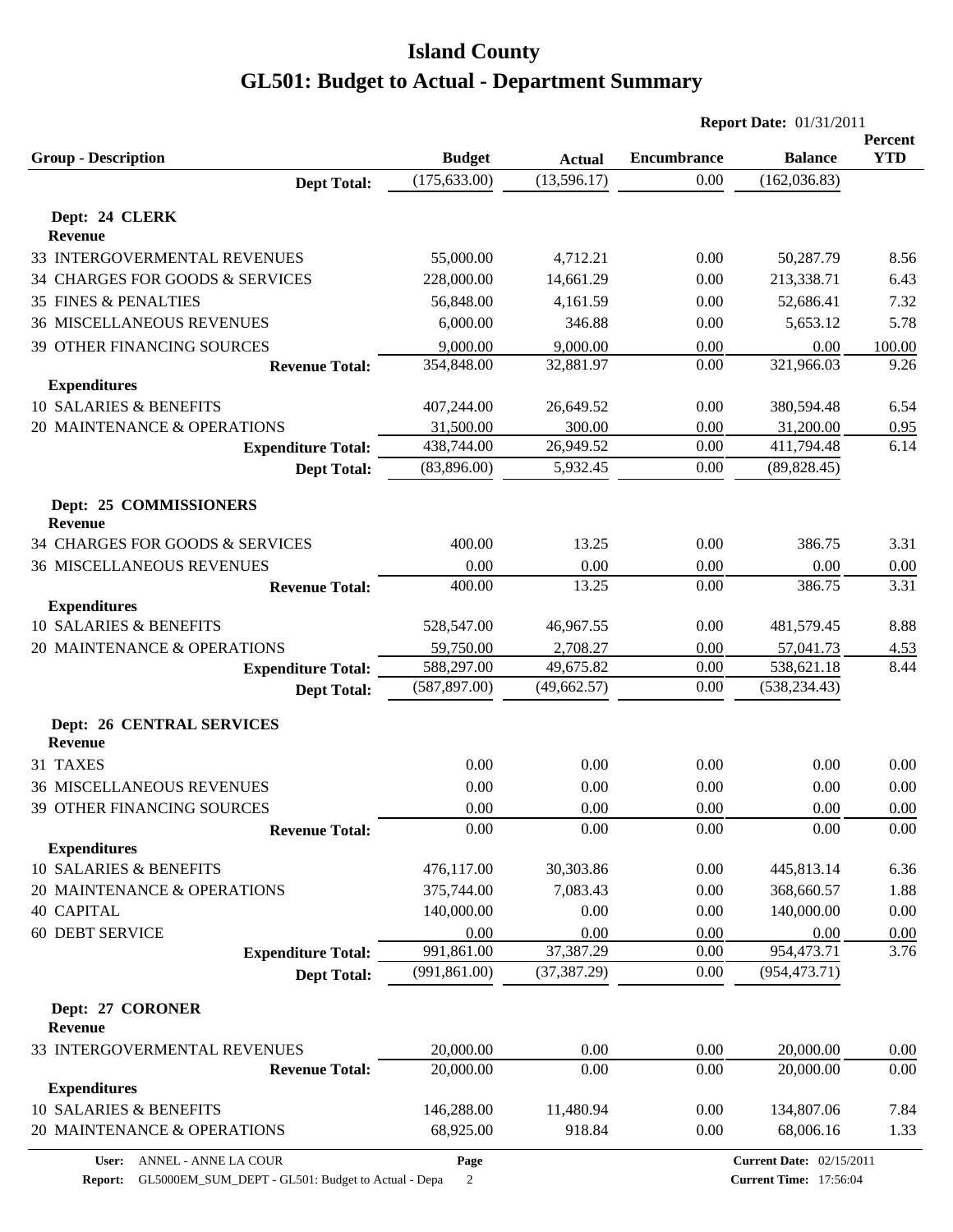# Island County

## GL501: Budget to Actual - Department Summary

**Report Date:** 01/31/2011

| Group - Description | Budget | Actual | Encumbrance | Balance | Percent YTD |
|---|---|---|---|---|---|
| **Dept Total:** | (175,633.00) | (13,596.17) | 0.00 | (162,036.83) | |
| **Dept: 24 CLERK** | | | | | |
| **Revenue** | | | | | |
| 33 INTERGOVERMENTAL REVENUES | 55,000.00 | 4,712.21 | 0.00 | 50,287.79 | 8.56 |
| 34 CHARGES FOR GOODS & SERVICES | 228,000.00 | 14,661.29 | 0.00 | 213,338.71 | 6.43 |
| 35 FINES & PENALTIES | 56,848.00 | 4,161.59 | 0.00 | 52,686.41 | 7.32 |
| 36 MISCELLANEOUS REVENUES | 6,000.00 | 346.88 | 0.00 | 5,653.12 | 5.78 |
| 39 OTHER FINANCING SOURCES | 9,000.00 | 9,000.00 | 0.00 | 0.00 | 100.00 |
| **Revenue Total:** | 354,848.00 | 32,881.97 | 0.00 | 321,966.03 | 9.26 |
| **Expenditures** | | | | | |
| 10 SALARIES & BENEFITS | 407,244.00 | 26,649.52 | 0.00 | 380,594.48 | 6.54 |
| 20 MAINTENANCE & OPERATIONS | 31,500.00 | 300.00 | 0.00 | 31,200.00 | 0.95 |
| **Expenditure Total:** | 438,744.00 | 26,949.52 | 0.00 | 411,794.48 | 6.14 |
| **Dept Total:** | (83,896.00) | 5,932.45 | 0.00 | (89,828.45) | |
| **Dept: 25 COMMISSIONERS** | | | | | |
| **Revenue** | | | | | |
| 34 CHARGES FOR GOODS & SERVICES | 400.00 | 13.25 | 0.00 | 386.75 | 3.31 |
| 36 MISCELLANEOUS REVENUES | 0.00 | 0.00 | 0.00 | 0.00 | 0.00 |
| **Revenue Total:** | 400.00 | 13.25 | 0.00 | 386.75 | 3.31 |
| **Expenditures** | | | | | |
| 10 SALARIES & BENEFITS | 528,547.00 | 46,967.55 | 0.00 | 481,579.45 | 8.88 |
| 20 MAINTENANCE & OPERATIONS | 59,750.00 | 2,708.27 | 0.00 | 57,041.73 | 4.53 |
| **Expenditure Total:** | 588,297.00 | 49,675.82 | 0.00 | 538,621.18 | 8.44 |
| **Dept Total:** | (587,897.00) | (49,662.57) | 0.00 | (538,234.43) | |
| **Dept: 26 CENTRAL SERVICES** | | | | | |
| **Revenue** | | | | | |
| 31 TAXES | 0.00 | 0.00 | 0.00 | 0.00 | 0.00 |
| 36 MISCELLANEOUS REVENUES | 0.00 | 0.00 | 0.00 | 0.00 | 0.00 |
| 39 OTHER FINANCING SOURCES | 0.00 | 0.00 | 0.00 | 0.00 | 0.00 |
| **Revenue Total:** | 0.00 | 0.00 | 0.00 | 0.00 | 0.00 |
| **Expenditures** | | | | | |
| 10 SALARIES & BENEFITS | 476,117.00 | 30,303.86 | 0.00 | 445,813.14 | 6.36 |
| 20 MAINTENANCE & OPERATIONS | 375,744.00 | 7,083.43 | 0.00 | 368,660.57 | 1.88 |
| 40 CAPITAL | 140,000.00 | 0.00 | 0.00 | 140,000.00 | 0.00 |
| 60 DEBT SERVICE | 0.00 | 0.00 | 0.00 | 0.00 | 0.00 |
| **Expenditure Total:** | 991,861.00 | 37,387.29 | 0.00 | 954,473.71 | 3.76 |
| **Dept Total:** | (991,861.00) | (37,387.29) | 0.00 | (954,473.71) | |
| **Dept: 27 CORONER** | | | | | |
| **Revenue** | | | | | |
| 33 INTERGOVERMENTAL REVENUES | 20,000.00 | 0.00 | 0.00 | 20,000.00 | 0.00 |
| **Revenue Total:** | 20,000.00 | 0.00 | 0.00 | 20,000.00 | 0.00 |
| **Expenditures** | | | | | |
| 10 SALARIES & BENEFITS | 146,288.00 | 11,480.94 | 0.00 | 134,807.06 | 7.84 |
| 20 MAINTENANCE & OPERATIONS | 68,925.00 | 918.84 | 0.00 | 68,006.16 | 1.33 |

**User:** ANNEL - ANNE LA COUR
**Report:** GL5000EM_SUM_DEPT - GL501: Budget to Actual - Depa
**Current Date:** 02/15/2011
**Current Time:** 17:56:04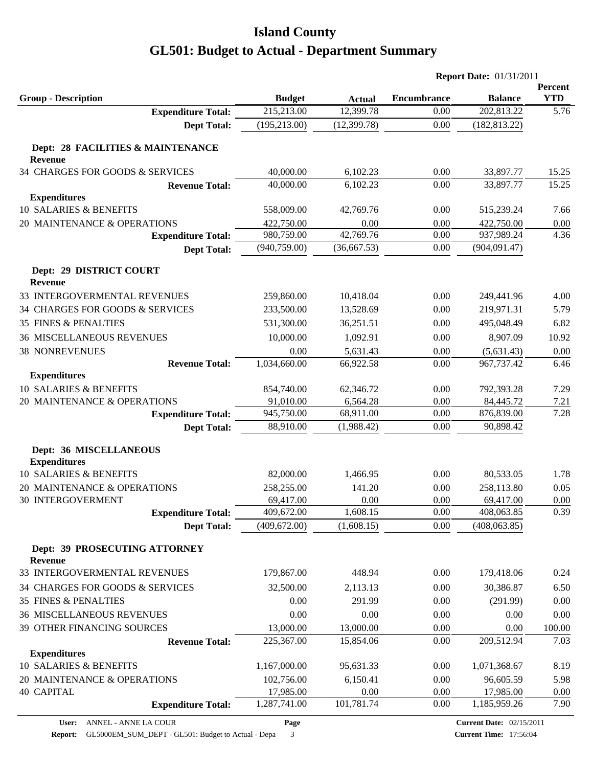# Island County

# GL501: Budget to Actual - Department Summary

**Report Date:** 01/31/2011

| Group - Description | Budget | Actual | Encumbrance | Balance | Percent YTD |
|---|---|---|---|---|---|
| **Expenditure Total:** | 215,213.00 | 12,399.78 | 0.00 | 202,813.22 | 5.76 |
| **Dept Total:** | (195,213.00) | (12,399.78) | 0.00 | (182,813.22) | |
| **Dept: 28 FACILITIES & MAINTENANCE** | | | | | |
| **Revenue** | | | | | |
| 34 CHARGES FOR GOODS & SERVICES | 40,000.00 | 6,102.23 | 0.00 | 33,897.77 | 15.25 |
| **Revenue Total:** | 40,000.00 | 6,102.23 | 0.00 | 33,897.77 | 15.25 |
| **Expenditures** | | | | | |
| 10 SALARIES & BENEFITS | 558,009.00 | 42,769.76 | 0.00 | 515,239.24 | 7.66 |
| 20 MAINTENANCE & OPERATIONS | 422,750.00 | 0.00 | 0.00 | 422,750.00 | 0.00 |
| **Expenditure Total:** | 980,759.00 | 42,769.76 | 0.00 | 937,989.24 | 4.36 |
| **Dept Total:** | (940,759.00) | (36,667.53) | 0.00 | (904,091.47) | |
| **Dept: 29 DISTRICT COURT** | | | | | |
| **Revenue** | | | | | |
| 33 INTERGOVERMENTAL REVENUES | 259,860.00 | 10,418.04 | 0.00 | 249,441.96 | 4.00 |
| 34 CHARGES FOR GOODS & SERVICES | 233,500.00 | 13,528.69 | 0.00 | 219,971.31 | 5.79 |
| 35 FINES & PENALTIES | 531,300.00 | 36,251.51 | 0.00 | 495,048.49 | 6.82 |
| 36 MISCELLANEOUS REVENUES | 10,000.00 | 1,092.91 | 0.00 | 8,907.09 | 10.92 |
| 38 NONREVENUES | 0.00 | 5,631.43 | 0.00 | (5,631.43) | 0.00 |
| **Revenue Total:** | 1,034,660.00 | 66,922.58 | 0.00 | 967,737.42 | 6.46 |
| **Expenditures** | | | | | |
| 10 SALARIES & BENEFITS | 854,740.00 | 62,346.72 | 0.00 | 792,393.28 | 7.29 |
| 20 MAINTENANCE & OPERATIONS | 91,010.00 | 6,564.28 | 0.00 | 84,445.72 | 7.21 |
| **Expenditure Total:** | 945,750.00 | 68,911.00 | 0.00 | 876,839.00 | 7.28 |
| **Dept Total:** | 88,910.00 | (1,988.42) | 0.00 | 90,898.42 | |
| **Dept: 36 MISCELLANEOUS** | | | | | |
| **Expenditures** | | | | | |
| 10 SALARIES & BENEFITS | 82,000.00 | 1,466.95 | 0.00 | 80,533.05 | 1.78 |
| 20 MAINTENANCE & OPERATIONS | 258,255.00 | 141.20 | 0.00 | 258,113.80 | 0.05 |
| 30 INTERGOVERMENT | 69,417.00 | 0.00 | 0.00 | 69,417.00 | 0.00 |
| **Expenditure Total:** | 409,672.00 | 1,608.15 | 0.00 | 408,063.85 | 0.39 |
| **Dept Total:** | (409,672.00) | (1,608.15) | 0.00 | (408,063.85) | |
| **Dept: 39 PROSECUTING ATTORNEY** | | | | | |
| **Revenue** | | | | | |
| 33 INTERGOVERMENTAL REVENUES | 179,867.00 | 448.94 | 0.00 | 179,418.06 | 0.24 |
| 34 CHARGES FOR GOODS & SERVICES | 32,500.00 | 2,113.13 | 0.00 | 30,386.87 | 6.50 |
| 35 FINES & PENALTIES | 0.00 | 291.99 | 0.00 | (291.99) | 0.00 |
| 36 MISCELLANEOUS REVENUES | 0.00 | 0.00 | 0.00 | 0.00 | 0.00 |
| 39 OTHER FINANCING SOURCES | 13,000.00 | 13,000.00 | 0.00 | 0.00 | 100.00 |
| **Revenue Total:** | 225,367.00 | 15,854.06 | 0.00 | 209,512.94 | 7.03 |
| **Expenditures** | | | | | |
| 10 SALARIES & BENEFITS | 1,167,000.00 | 95,631.33 | 0.00 | 1,071,368.67 | 8.19 |
| 20 MAINTENANCE & OPERATIONS | 102,756.00 | 6,150.41 | 0.00 | 96,605.59 | 5.98 |
| 40 CAPITAL | 17,985.00 | 0.00 | 0.00 | 17,985.00 | 0.00 |
| **Expenditure Total:** | 1,287,741.00 | 101,781.74 | 0.00 | 1,185,959.26 | 7.90 |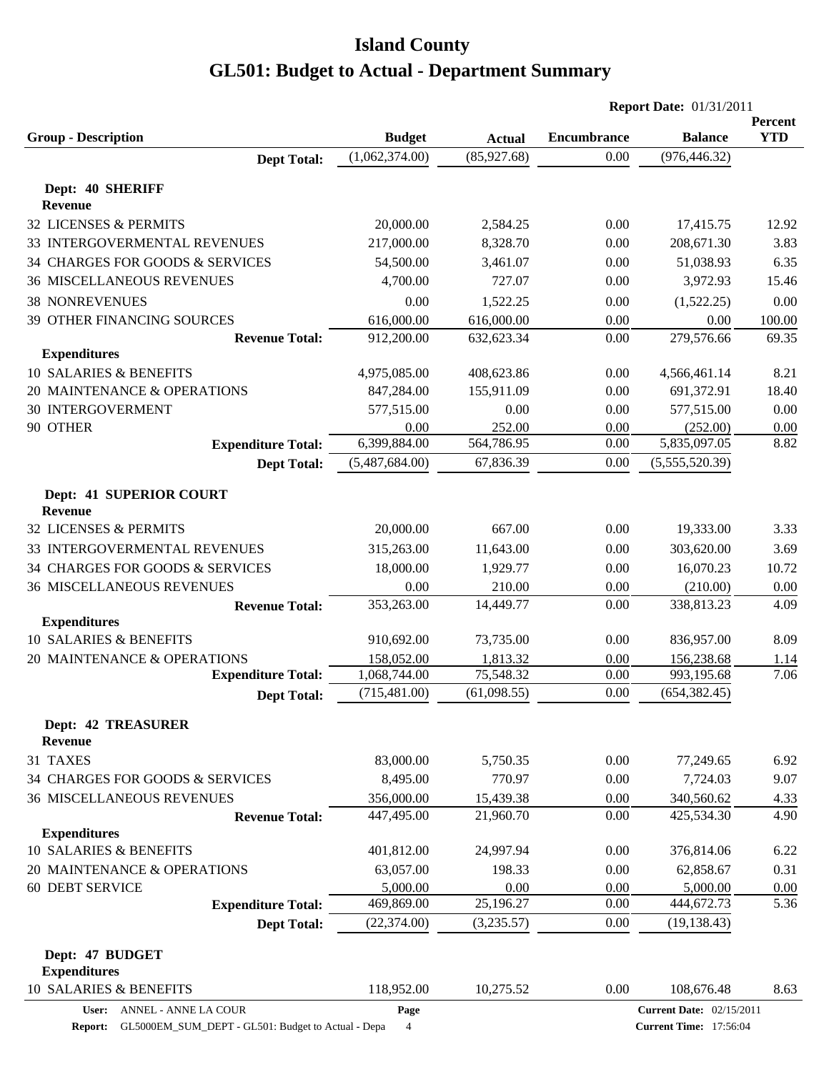# Island County
# GL501: Budget to Actual - Department Summary

**Report Date:** 01/31/2011

| Group - Description | Budget | Actual | Encumbrance | Balance | Percent YTD |
|---|---|---|---|---|---|
| **Dept Total:** | (1,062,374.00) | (85,927.68) | 0.00 | (976,446.32) | |
| **Dept: 40 SHERIFF** | | | | | |
| **Revenue** | | | | | |
| 32 LICENSES & PERMITS | 20,000.00 | 2,584.25 | 0.00 | 17,415.75 | 12.92 |
| 33 INTERGOVERMENTAL REVENUES | 217,000.00 | 8,328.70 | 0.00 | 208,671.30 | 3.83 |
| 34 CHARGES FOR GOODS & SERVICES | 54,500.00 | 3,461.07 | 0.00 | 51,038.93 | 6.35 |
| 36 MISCELLANEOUS REVENUES | 4,700.00 | 727.07 | 0.00 | 3,972.93 | 15.46 |
| 38 NONREVENUES | 0.00 | 1,522.25 | 0.00 | (1,522.25) | 0.00 |
| 39 OTHER FINANCING SOURCES | 616,000.00 | 616,000.00 | 0.00 | 0.00 | 100.00 |
| **Revenue Total:** | 912,200.00 | 632,623.34 | 0.00 | 279,576.66 | 69.35 |
| **Expenditures** | | | | | |
| 10 SALARIES & BENEFITS | 4,975,085.00 | 408,623.86 | 0.00 | 4,566,461.14 | 8.21 |
| 20 MAINTENANCE & OPERATIONS | 847,284.00 | 155,911.09 | 0.00 | 691,372.91 | 18.40 |
| 30 INTERGOVERMENT | 577,515.00 | 0.00 | 0.00 | 577,515.00 | 0.00 |
| 90 OTHER | 0.00 | 252.00 | 0.00 | (252.00) | 0.00 |
| **Expenditure Total:** | 6,399,884.00 | 564,786.95 | 0.00 | 5,835,097.05 | 8.82 |
| **Dept Total:** | (5,487,684.00) | 67,836.39 | 0.00 | (5,555,520.39) | |
| **Dept: 41 SUPERIOR COURT** | | | | | |
| **Revenue** | | | | | |
| 32 LICENSES & PERMITS | 20,000.00 | 667.00 | 0.00 | 19,333.00 | 3.33 |
| 33 INTERGOVERMENTAL REVENUES | 315,263.00 | 11,643.00 | 0.00 | 303,620.00 | 3.69 |
| 34 CHARGES FOR GOODS & SERVICES | 18,000.00 | 1,929.77 | 0.00 | 16,070.23 | 10.72 |
| 36 MISCELLANEOUS REVENUES | 0.00 | 210.00 | 0.00 | (210.00) | 0.00 |
| **Revenue Total:** | 353,263.00 | 14,449.77 | 0.00 | 338,813.23 | 4.09 |
| **Expenditures** | | | | | |
| 10 SALARIES & BENEFITS | 910,692.00 | 73,735.00 | 0.00 | 836,957.00 | 8.09 |
| 20 MAINTENANCE & OPERATIONS | 158,052.00 | 1,813.32 | 0.00 | 156,238.68 | 1.14 |
| **Expenditure Total:** | 1,068,744.00 | 75,548.32 | 0.00 | 993,195.68 | 7.06 |
| **Dept Total:** | (715,481.00) | (61,098.55) | 0.00 | (654,382.45) | |
| **Dept: 42 TREASURER** | | | | | |
| **Revenue** | | | | | |
| 31 TAXES | 83,000.00 | 5,750.35 | 0.00 | 77,249.65 | 6.92 |
| 34 CHARGES FOR GOODS & SERVICES | 8,495.00 | 770.97 | 0.00 | 7,724.03 | 9.07 |
| 36 MISCELLANEOUS REVENUES | 356,000.00 | 15,439.38 | 0.00 | 340,560.62 | 4.33 |
| **Revenue Total:** | 447,495.00 | 21,960.70 | 0.00 | 425,534.30 | 4.90 |
| **Expenditures** | | | | | |
| 10 SALARIES & BENEFITS | 401,812.00 | 24,997.94 | 0.00 | 376,814.06 | 6.22 |
| 20 MAINTENANCE & OPERATIONS | 63,057.00 | 198.33 | 0.00 | 62,858.67 | 0.31 |
| 60 DEBT SERVICE | 5,000.00 | 0.00 | 0.00 | 5,000.00 | 0.00 |
| **Expenditure Total:** | 469,869.00 | 25,196.27 | 0.00 | 444,672.73 | 5.36 |
| **Dept Total:** | (22,374.00) | (3,235.57) | 0.00 | (19,138.43) | |
| **Dept: 47 BUDGET** | | | | | |
| **Expenditures** | | | | | |
| 10 SALARIES & BENEFITS | 118,952.00 | 10,275.52 | 0.00 | 108,676.48 | 8.63 |

User: ANNEL - ANNE LA COUR
Report: GL5000EM_SUM_DEPT - GL501: Budget to Actual - Depa
Current Date: 02/15/2011
Current Time: 17:56:04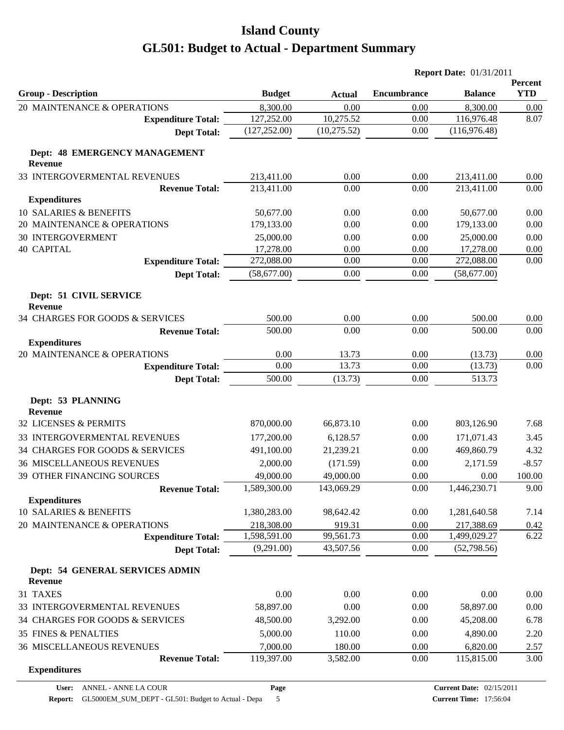# Island County

# GL501: Budget to Actual - Department Summary

**Report Date:** 01/31/2011

| Group - Description | Budget | Actual | Encumbrance | Balance | Percent YTD |
|---|---|---|---|---|---|
| 20 MAINTENANCE & OPERATIONS | 8,300.00 | 0.00 | 0.00 | 8,300.00 | 0.00 |
| **Expenditure Total:** | 127,252.00 | 10,275.52 | 0.00 | 116,976.48 | 8.07 |
| **Dept Total:** | (127,252.00) | (10,275.52) | 0.00 | (116,976.48) | |
| **Dept: 48 EMERGENCY MANAGEMENT** | | | | | |
| **Revenue** | | | | | |
| 33 INTERGOVERMENTAL REVENUES | 213,411.00 | 0.00 | 0.00 | 213,411.00 | 0.00 |
| **Revenue Total:** | 213,411.00 | 0.00 | 0.00 | 213,411.00 | 0.00 |
| **Expenditures** | | | | | |
| 10 SALARIES & BENEFITS | 50,677.00 | 0.00 | 0.00 | 50,677.00 | 0.00 |
| 20 MAINTENANCE & OPERATIONS | 179,133.00 | 0.00 | 0.00 | 179,133.00 | 0.00 |
| 30 INTERGOVERMENT | 25,000.00 | 0.00 | 0.00 | 25,000.00 | 0.00 |
| 40 CAPITAL | 17,278.00 | 0.00 | 0.00 | 17,278.00 | 0.00 |
| **Expenditure Total:** | 272,088.00 | 0.00 | 0.00 | 272,088.00 | 0.00 |
| **Dept Total:** | (58,677.00) | 0.00 | 0.00 | (58,677.00) | |
| **Dept: 51 CIVIL SERVICE** | | | | | |
| **Revenue** | | | | | |
| 34 CHARGES FOR GOODS & SERVICES | 500.00 | 0.00 | 0.00 | 500.00 | 0.00 |
| **Revenue Total:** | 500.00 | 0.00 | 0.00 | 500.00 | 0.00 |
| **Expenditures** | | | | | |
| 20 MAINTENANCE & OPERATIONS | 0.00 | 13.73 | 0.00 | (13.73) | 0.00 |
| **Expenditure Total:** | 0.00 | 13.73 | 0.00 | (13.73) | 0.00 |
| **Dept Total:** | 500.00 | (13.73) | 0.00 | 513.73 | |
| **Dept: 53 PLANNING** | | | | | |
| **Revenue** | | | | | |
| 32 LICENSES & PERMITS | 870,000.00 | 66,873.10 | 0.00 | 803,126.90 | 7.68 |
| 33 INTERGOVERMENTAL REVENUES | 177,200.00 | 6,128.57 | 0.00 | 171,071.43 | 3.45 |
| 34 CHARGES FOR GOODS & SERVICES | 491,100.00 | 21,239.21 | 0.00 | 469,860.79 | 4.32 |
| 36 MISCELLANEOUS REVENUES | 2,000.00 | (171.59) | 0.00 | 2,171.59 | -8.57 |
| 39 OTHER FINANCING SOURCES | 49,000.00 | 49,000.00 | 0.00 | 0.00 | 100.00 |
| **Revenue Total:** | 1,589,300.00 | 143,069.29 | 0.00 | 1,446,230.71 | 9.00 |
| **Expenditures** | | | | | |
| 10 SALARIES & BENEFITS | 1,380,283.00 | 98,642.42 | 0.00 | 1,281,640.58 | 7.14 |
| 20 MAINTENANCE & OPERATIONS | 218,308.00 | 919.31 | 0.00 | 217,388.69 | 0.42 |
| **Expenditure Total:** | 1,598,591.00 | 99,561.73 | 0.00 | 1,499,029.27 | 6.22 |
| **Dept Total:** | (9,291.00) | 43,507.56 | 0.00 | (52,798.56) | |
| **Dept: 54 GENERAL SERVICES ADMIN** | | | | | |
| **Revenue** | | | | | |
| 31 TAXES | 0.00 | 0.00 | 0.00 | 0.00 | 0.00 |
| 33 INTERGOVERMENTAL REVENUES | 58,897.00 | 0.00 | 0.00 | 58,897.00 | 0.00 |
| 34 CHARGES FOR GOODS & SERVICES | 48,500.00 | 3,292.00 | 0.00 | 45,208.00 | 6.78 |
| 35 FINES & PENALTIES | 5,000.00 | 110.00 | 0.00 | 4,890.00 | 2.20 |
| 36 MISCELLANEOUS REVENUES | 7,000.00 | 180.00 | 0.00 | 6,820.00 | 2.57 |
| **Revenue Total:** | 119,397.00 | 3,582.00 | 0.00 | 115,815.00 | 3.00 |
| **Expenditures** | | | | | |

User: ANNEL - ANNE LA COUR
Report: GL5000EM_SUM_DEPT - GL501: Budget to Actual - Depa
Current Date: 02/15/2011
Current Time: 17:56:04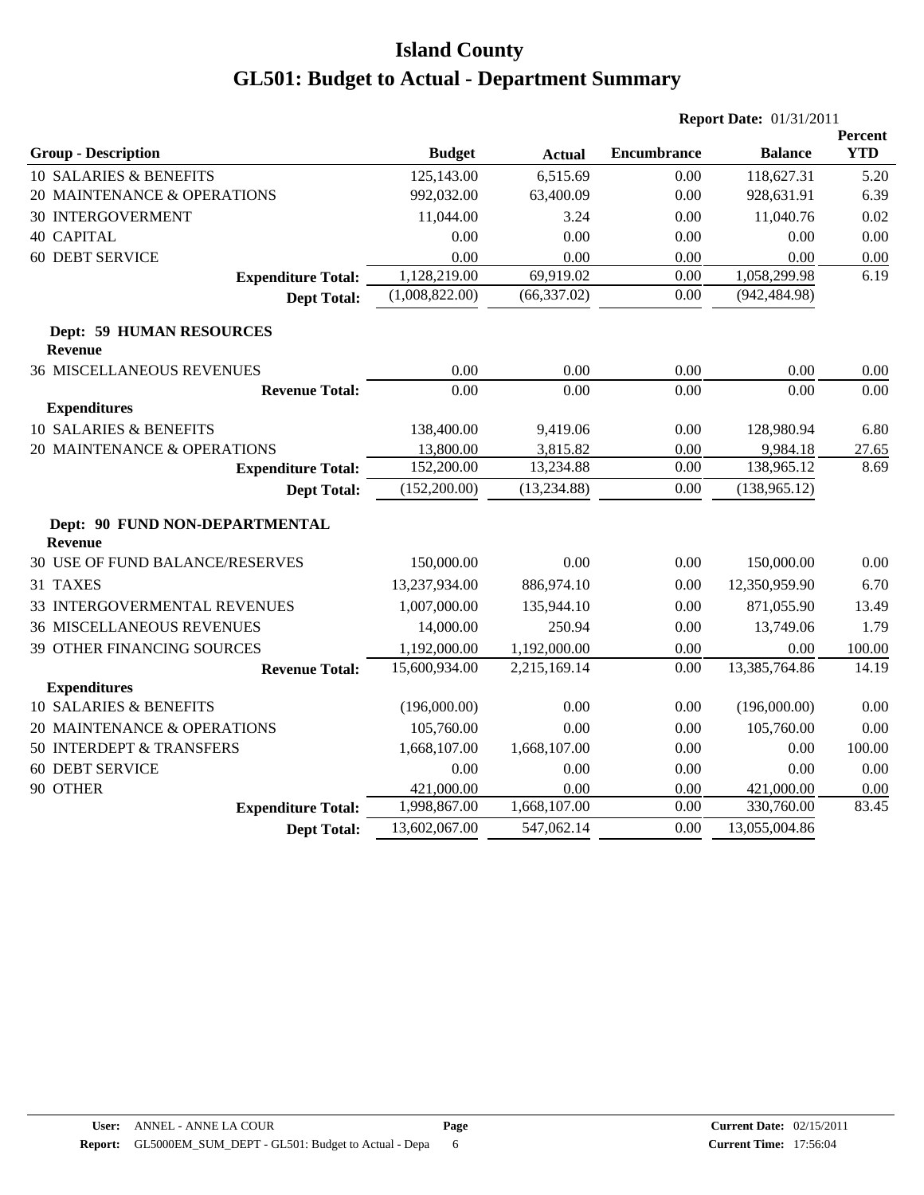# Island County

# GL501: Budget to Actual - Department Summary

**Report Date:** 01/31/2011

| Group - Description | Budget | Actual | Encumbrance | Balance | Percent YTD |
|---|---|---|---|---|---|
| 10 SALARIES & BENEFITS | 125,143.00 | 6,515.69 | 0.00 | 118,627.31 | 5.20 |
| 20 MAINTENANCE & OPERATIONS | 992,032.00 | 63,400.09 | 0.00 | 928,631.91 | 6.39 |
| 30 INTERGOVERMENT | 11,044.00 | 3.24 | 0.00 | 11,040.76 | 0.02 |
| 40 CAPITAL | 0.00 | 0.00 | 0.00 | 0.00 | 0.00 |
| 60 DEBT SERVICE | 0.00 | 0.00 | 0.00 | 0.00 | 0.00 |
| **Expenditure Total:** | 1,128,219.00 | 69,919.02 | 0.00 | 1,058,299.98 | 6.19 |
| **Dept Total:** | (1,008,822.00) | (66,337.02) | 0.00 | (942,484.98) | |

**Dept: 59 HUMAN RESOURCES**

| Group - Description | Budget | Actual | Encumbrance | Balance | Percent YTD |
|---|---|---|---|---|---|
| **Revenue** | | | | | |
| 36 MISCELLANEOUS REVENUES | 0.00 | 0.00 | 0.00 | 0.00 | 0.00 |
| **Revenue Total:** | 0.00 | 0.00 | 0.00 | 0.00 | 0.00 |
| **Expenditures** | | | | | |
| 10 SALARIES & BENEFITS | 138,400.00 | 9,419.06 | 0.00 | 128,980.94 | 6.80 |
| 20 MAINTENANCE & OPERATIONS | 13,800.00 | 3,815.82 | 0.00 | 9,984.18 | 27.65 |
| **Expenditure Total:** | 152,200.00 | 13,234.88 | 0.00 | 138,965.12 | 8.69 |
| **Dept Total:** | (152,200.00) | (13,234.88) | 0.00 | (138,965.12) | |

**Dept: 90 FUND NON-DEPARTMENTAL**

| Group - Description | Budget | Actual | Encumbrance | Balance | Percent YTD |
|---|---|---|---|---|---|
| **Revenue** | | | | | |
| 30 USE OF FUND BALANCE/RESERVES | 150,000.00 | 0.00 | 0.00 | 150,000.00 | 0.00 |
| 31 TAXES | 13,237,934.00 | 886,974.10 | 0.00 | 12,350,959.90 | 6.70 |
| 33 INTERGOVERMENTAL REVENUES | 1,007,000.00 | 135,944.10 | 0.00 | 871,055.90 | 13.49 |
| 36 MISCELLANEOUS REVENUES | 14,000.00 | 250.94 | 0.00 | 13,749.06 | 1.79 |
| 39 OTHER FINANCING SOURCES | 1,192,000.00 | 1,192,000.00 | 0.00 | 0.00 | 100.00 |
| **Revenue Total:** | 15,600,934.00 | 2,215,169.14 | 0.00 | 13,385,764.86 | 14.19 |
| **Expenditures** | | | | | |
| 10 SALARIES & BENEFITS | (196,000.00) | 0.00 | 0.00 | (196,000.00) | 0.00 |
| 20 MAINTENANCE & OPERATIONS | 105,760.00 | 0.00 | 0.00 | 105,760.00 | 0.00 |
| 50 INTERDEPT & TRANSFERS | 1,668,107.00 | 1,668,107.00 | 0.00 | 0.00 | 100.00 |
| 60 DEBT SERVICE | 0.00 | 0.00 | 0.00 | 0.00 | 0.00 |
| 90 OTHER | 421,000.00 | 0.00 | 0.00 | 421,000.00 | 0.00 |
| **Expenditure Total:** | 1,998,867.00 | 1,668,107.00 | 0.00 | 330,760.00 | 83.45 |
| **Dept Total:** | 13,602,067.00 | 547,062.14 | 0.00 | 13,055,004.86 | |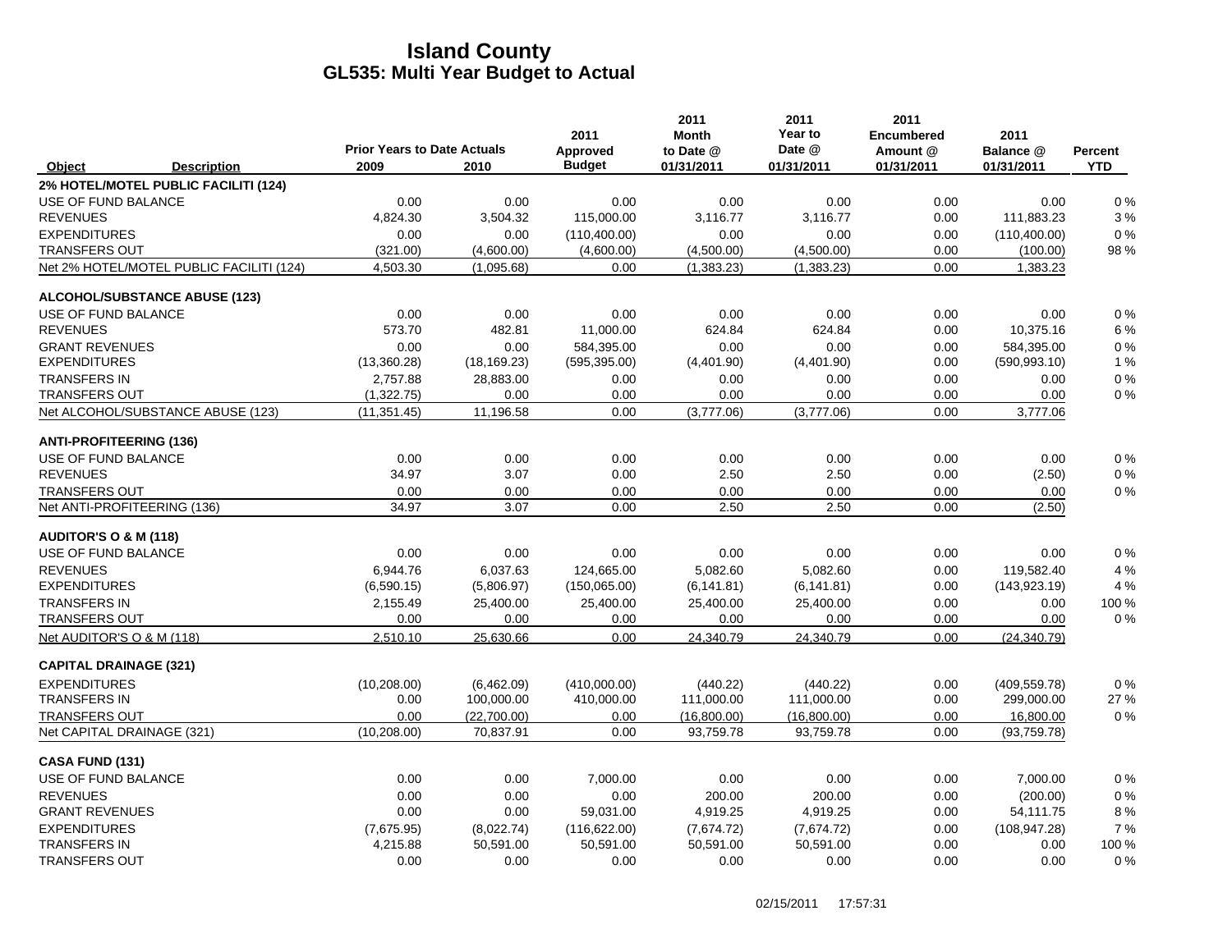# Island County
## GL535: Multi Year Budget to Actual

| Object | Description | Prior Years to Date Actuals 2009 | 2010 | 2011 Approved Budget | 2011 Month to Date @ 01/31/2011 | 2011 Year to Date @ 01/31/2011 | 2011 Encumbered Amount @ 01/31/2011 | 2011 Balance @ 01/31/2011 | Percent YTD |
|---|---|---|---|---|---|---|---|---|---|
| **2% HOTEL/MOTEL PUBLIC FACILITI (124)** | | | | | | | | | |
| USE OF FUND BALANCE | | 0.00 | 0.00 | 0.00 | 0.00 | 0.00 | 0.00 | 0.00 | 0 % |
| REVENUES | | 4,824.30 | 3,504.32 | 115,000.00 | 3,116.77 | 3,116.77 | 0.00 | 111,883.23 | 3 % |
| EXPENDITURES | | 0.00 | 0.00 | (110,400.00) | 0.00 | 0.00 | 0.00 | (110,400.00) | 0 % |
| TRANSFERS OUT | | (321.00) | (4,600.00) | (4,600.00) | (4,500.00) | (4,500.00) | 0.00 | (100.00) | 98 % |
| Net 2% HOTEL/MOTEL PUBLIC FACILITI (124) | | 4,503.30 | (1,095.68) | 0.00 | (1,383.23) | (1,383.23) | 0.00 | 1,383.23 | |
| **ALCOHOL/SUBSTANCE ABUSE (123)** | | | | | | | | | |
| USE OF FUND BALANCE | | 0.00 | 0.00 | 0.00 | 0.00 | 0.00 | 0.00 | 0.00 | 0 % |
| REVENUES | | 573.70 | 482.81 | 11,000.00 | 624.84 | 624.84 | 0.00 | 10,375.16 | 6 % |
| GRANT REVENUES | | 0.00 | 0.00 | 584,395.00 | 0.00 | 0.00 | 0.00 | 584,395.00 | 0 % |
| EXPENDITURES | | (13,360.28) | (18,169.23) | (595,395.00) | (4,401.90) | (4,401.90) | 0.00 | (590,993.10) | 1 % |
| TRANSFERS IN | | 2,757.88 | 28,883.00 | 0.00 | 0.00 | 0.00 | 0.00 | 0.00 | 0 % |
| TRANSFERS OUT | | (1,322.75) | 0.00 | 0.00 | 0.00 | 0.00 | 0.00 | 0.00 | 0 % |
| Net ALCOHOL/SUBSTANCE ABUSE (123) | | (11,351.45) | 11,196.58 | 0.00 | (3,777.06) | (3,777.06) | 0.00 | 3,777.06 | |
| **ANTI-PROFITEERING (136)** | | | | | | | | | |
| USE OF FUND BALANCE | | 0.00 | 0.00 | 0.00 | 0.00 | 0.00 | 0.00 | 0.00 | 0 % |
| REVENUES | | 34.97 | 3.07 | 0.00 | 2.50 | 2.50 | 0.00 | (2.50) | 0 % |
| TRANSFERS OUT | | 0.00 | 0.00 | 0.00 | 0.00 | 0.00 | 0.00 | 0.00 | 0 % |
| Net ANTI-PROFITEERING (136) | | 34.97 | 3.07 | 0.00 | 2.50 | 2.50 | 0.00 | (2.50) | |
| **AUDITOR'S O & M (118)** | | | | | | | | | |
| USE OF FUND BALANCE | | 0.00 | 0.00 | 0.00 | 0.00 | 0.00 | 0.00 | 0.00 | 0 % |
| REVENUES | | 6,944.76 | 6,037.63 | 124,665.00 | 5,082.60 | 5,082.60 | 0.00 | 119,582.40 | 4 % |
| EXPENDITURES | | (6,590.15) | (5,806.97) | (150,065.00) | (6,141.81) | (6,141.81) | 0.00 | (143,923.19) | 4 % |
| TRANSFERS IN | | 2,155.49 | 25,400.00 | 25,400.00 | 25,400.00 | 25,400.00 | 0.00 | 0.00 | 100 % |
| TRANSFERS OUT | | 0.00 | 0.00 | 0.00 | 0.00 | 0.00 | 0.00 | 0.00 | 0 % |
| Net AUDITOR'S O & M (118) | | 2,510.10 | 25,630.66 | 0.00 | 24,340.79 | 24,340.79 | 0.00 | (24,340.79) | |
| **CAPITAL DRAINAGE (321)** | | | | | | | | | |
| EXPENDITURES | | (10,208.00) | (6,462.09) | (410,000.00) | (440.22) | (440.22) | 0.00 | (409,559.78) | 0 % |
| TRANSFERS IN | | 0.00 | 100,000.00 | 410,000.00 | 111,000.00 | 111,000.00 | 0.00 | 299,000.00 | 27 % |
| TRANSFERS OUT | | 0.00 | (22,700.00) | 0.00 | (16,800.00) | (16,800.00) | 0.00 | 16,800.00 | 0 % |
| Net CAPITAL DRAINAGE (321) | | (10,208.00) | 70,837.91 | 0.00 | 93,759.78 | 93,759.78 | 0.00 | (93,759.78) | |
| **CASA FUND (131)** | | | | | | | | | |
| USE OF FUND BALANCE | | 0.00 | 0.00 | 7,000.00 | 0.00 | 0.00 | 0.00 | 7,000.00 | 0 % |
| REVENUES | | 0.00 | 0.00 | 0.00 | 200.00 | 200.00 | 0.00 | (200.00) | 0 % |
| GRANT REVENUES | | 0.00 | 0.00 | 59,031.00 | 4,919.25 | 4,919.25 | 0.00 | 54,111.75 | 8 % |
| EXPENDITURES | | (7,675.95) | (8,022.74) | (116,622.00) | (7,674.72) | (7,674.72) | 0.00 | (108,947.28) | 7 % |
| TRANSFERS IN | | 4,215.88 | 50,591.00 | 50,591.00 | 50,591.00 | 50,591.00 | 0.00 | 0.00 | 100 % |
| TRANSFERS OUT | | 0.00 | 0.00 | 0.00 | 0.00 | 0.00 | 0.00 | 0.00 | 0 % |

02/15/2011 17:57:31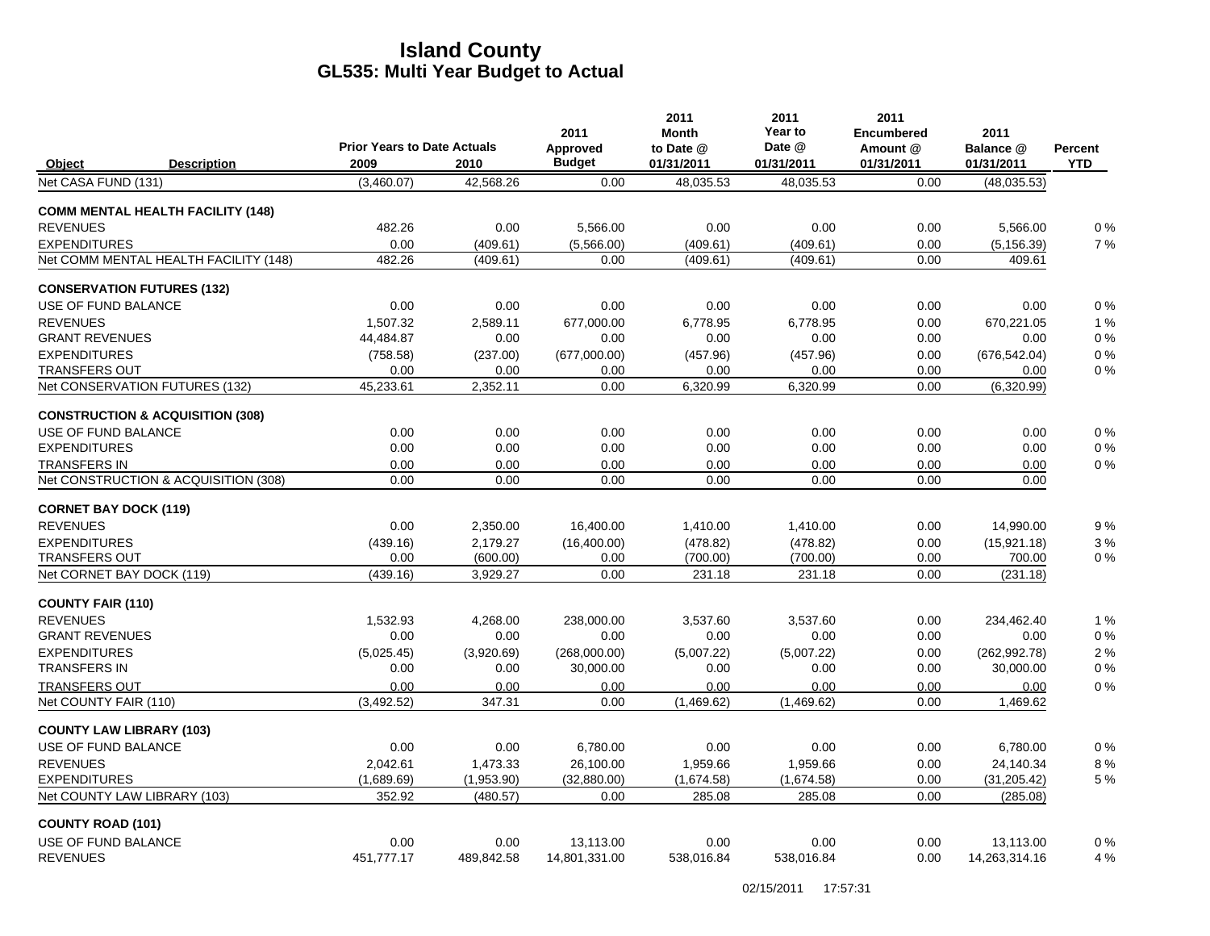# Island County
## GL535: Multi Year Budget to Actual

| Object | Description | Prior Years to Date Actuals 2009 | 2010 | 2011 Approved Budget | 2011 Month to Date @ 01/31/2011 | 2011 Year to Date @ 01/31/2011 | 2011 Encumbered Amount @ 01/31/2011 | 2011 Balance @ 01/31/2011 | Percent YTD |
|---|---|---|---|---|---|---|---|---|---|
| Net CASA FUND (131) | | (3,460.07) | 42,568.26 | 0.00 | 48,035.53 | 48,035.53 | 0.00 | (48,035.53) | |
| **COMM MENTAL HEALTH FACILITY (148)** | | | | | | | | | |
| REVENUES | | 482.26 | 0.00 | 5,566.00 | 0.00 | 0.00 | 0.00 | 5,566.00 | 0 % |
| EXPENDITURES | | 0.00 | (409.61) | (5,566.00) | (409.61) | (409.61) | 0.00 | (5,156.39) | 7 % |
| Net COMM MENTAL HEALTH FACILITY (148) | | 482.26 | (409.61) | 0.00 | (409.61) | (409.61) | 0.00 | 409.61 | |
| **CONSERVATION FUTURES (132)** | | | | | | | | | |
| USE OF FUND BALANCE | | 0.00 | 0.00 | 0.00 | 0.00 | 0.00 | 0.00 | 0.00 | 0 % |
| REVENUES | | 1,507.32 | 2,589.11 | 677,000.00 | 6,778.95 | 6,778.95 | 0.00 | 670,221.05 | 1 % |
| GRANT REVENUES | | 44,484.87 | 0.00 | 0.00 | 0.00 | 0.00 | 0.00 | 0.00 | 0 % |
| EXPENDITURES | | (758.58) | (237.00) | (677,000.00) | (457.96) | (457.96) | 0.00 | (676,542.04) | 0 % |
| TRANSFERS OUT | | 0.00 | 0.00 | 0.00 | 0.00 | 0.00 | 0.00 | 0.00 | 0 % |
| Net CONSERVATION FUTURES (132) | | 45,233.61 | 2,352.11 | 0.00 | 6,320.99 | 6,320.99 | 0.00 | (6,320.99) | |
| **CONSTRUCTION & ACQUISITION (308)** | | | | | | | | | |
| USE OF FUND BALANCE | | 0.00 | 0.00 | 0.00 | 0.00 | 0.00 | 0.00 | 0.00 | 0 % |
| EXPENDITURES | | 0.00 | 0.00 | 0.00 | 0.00 | 0.00 | 0.00 | 0.00 | 0 % |
| TRANSFERS IN | | 0.00 | 0.00 | 0.00 | 0.00 | 0.00 | 0.00 | 0.00 | 0 % |
| Net CONSTRUCTION & ACQUISITION (308) | | 0.00 | 0.00 | 0.00 | 0.00 | 0.00 | 0.00 | 0.00 | |
| **CORNET BAY DOCK (119)** | | | | | | | | | |
| REVENUES | | 0.00 | 2,350.00 | 16,400.00 | 1,410.00 | 1,410.00 | 0.00 | 14,990.00 | 9 % |
| EXPENDITURES | | (439.16) | 2,179.27 | (16,400.00) | (478.82) | (478.82) | 0.00 | (15,921.18) | 3 % |
| TRANSFERS OUT | | 0.00 | (600.00) | 0.00 | (700.00) | (700.00) | 0.00 | 700.00 | 0 % |
| Net CORNET BAY DOCK (119) | | (439.16) | 3,929.27 | 0.00 | 231.18 | 231.18 | 0.00 | (231.18) | |
| **COUNTY FAIR (110)** | | | | | | | | | |
| REVENUES | | 1,532.93 | 4,268.00 | 238,000.00 | 3,537.60 | 3,537.60 | 0.00 | 234,462.40 | 1 % |
| GRANT REVENUES | | 0.00 | 0.00 | 0.00 | 0.00 | 0.00 | 0.00 | 0.00 | 0 % |
| EXPENDITURES | | (5,025.45) | (3,920.69) | (268,000.00) | (5,007.22) | (5,007.22) | 0.00 | (262,992.78) | 2 % |
| TRANSFERS IN | | 0.00 | 0.00 | 30,000.00 | 0.00 | 0.00 | 0.00 | 30,000.00 | 0 % |
| TRANSFERS OUT | | 0.00 | 0.00 | 0.00 | 0.00 | 0.00 | 0.00 | 0.00 | 0 % |
| Net COUNTY FAIR (110) | | (3,492.52) | 347.31 | 0.00 | (1,469.62) | (1,469.62) | 0.00 | 1,469.62 | |
| **COUNTY LAW LIBRARY (103)** | | | | | | | | | |
| USE OF FUND BALANCE | | 0.00 | 0.00 | 6,780.00 | 0.00 | 0.00 | 0.00 | 6,780.00 | 0 % |
| REVENUES | | 2,042.61 | 1,473.33 | 26,100.00 | 1,959.66 | 1,959.66 | 0.00 | 24,140.34 | 8 % |
| EXPENDITURES | | (1,689.69) | (1,953.90) | (32,880.00) | (1,674.58) | (1,674.58) | 0.00 | (31,205.42) | 5 % |
| Net COUNTY LAW LIBRARY (103) | | 352.92 | (480.57) | 0.00 | 285.08 | 285.08 | 0.00 | (285.08) | |
| **COUNTY ROAD (101)** | | | | | | | | | |
| USE OF FUND BALANCE | | 0.00 | 0.00 | 13,113.00 | 0.00 | 0.00 | 0.00 | 13,113.00 | 0 % |
| REVENUES | | 451,777.17 | 489,842.58 | 14,801,331.00 | 538,016.84 | 538,016.84 | 0.00 | 14,263,314.16 | 4 % |

02/15/2011 17:57:31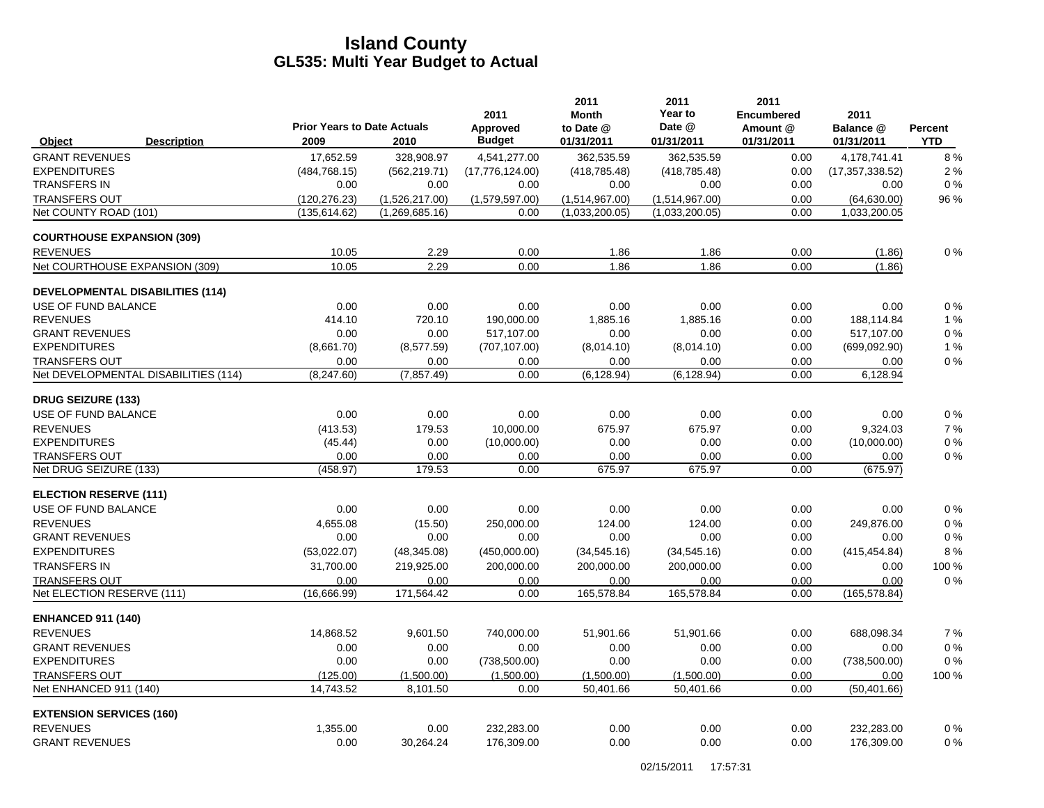# Island County
## GL535: Multi Year Budget to Actual

| Object | Description | Prior Years to Date Actuals 2009 | 2010 | 2011 Approved Budget | 2011 Month to Date @ 01/31/2011 | 2011 Year to Date @ 01/31/2011 | 2011 Encumbered Amount @ 01/31/2011 | 2011 Balance @ 01/31/2011 | Percent YTD |
|---|---|---|---|---|---|---|---|---|---|
| GRANT REVENUES | | 17,652.59 | 328,908.97 | 4,541,277.00 | 362,535.59 | 362,535.59 | 0.00 | 4,178,741.41 | 8 % |
| EXPENDITURES | | (484,768.15) | (562,219.71) | (17,776,124.00) | (418,785.48) | (418,785.48) | 0.00 | (17,357,338.52) | 2 % |
| TRANSFERS IN | | 0.00 | 0.00 | 0.00 | 0.00 | 0.00 | 0.00 | 0.00 | 0 % |
| TRANSFERS OUT | | (120,276.23) | (1,526,217.00) | (1,579,597.00) | (1,514,967.00) | (1,514,967.00) | 0.00 | (64,630.00) | 96 % |
| Net COUNTY ROAD (101) | | (135,614.62) | (1,269,685.16) | 0.00 | (1,033,200.05) | (1,033,200.05) | 0.00 | 1,033,200.05 | |
| **COURTHOUSE EXPANSION (309)** | | | | | | | | | |
| REVENUES | | 10.05 | 2.29 | 0.00 | 1.86 | 1.86 | 0.00 | (1.86) | 0 % |
| Net COURTHOUSE EXPANSION (309) | | 10.05 | 2.29 | 0.00 | 1.86 | 1.86 | 0.00 | (1.86) | |
| **DEVELOPMENTAL DISABILITIES (114)** | | | | | | | | | |
| USE OF FUND BALANCE | | 0.00 | 0.00 | 0.00 | 0.00 | 0.00 | 0.00 | 0.00 | 0 % |
| REVENUES | | 414.10 | 720.10 | 190,000.00 | 1,885.16 | 1,885.16 | 0.00 | 188,114.84 | 1 % |
| GRANT REVENUES | | 0.00 | 0.00 | 517,107.00 | 0.00 | 0.00 | 0.00 | 517,107.00 | 0 % |
| EXPENDITURES | | (8,661.70) | (8,577.59) | (707,107.00) | (8,014.10) | (8,014.10) | 0.00 | (699,092.90) | 1 % |
| TRANSFERS OUT | | 0.00 | 0.00 | 0.00 | 0.00 | 0.00 | 0.00 | 0.00 | 0 % |
| Net DEVELOPMENTAL DISABILITIES (114) | | (8,247.60) | (7,857.49) | 0.00 | (6,128.94) | (6,128.94) | 0.00 | 6,128.94 | |
| **DRUG SEIZURE (133)** | | | | | | | | | |
| USE OF FUND BALANCE | | 0.00 | 0.00 | 0.00 | 0.00 | 0.00 | 0.00 | 0.00 | 0 % |
| REVENUES | | (413.53) | 179.53 | 10,000.00 | 675.97 | 675.97 | 0.00 | 9,324.03 | 7 % |
| EXPENDITURES | | (45.44) | 0.00 | (10,000.00) | 0.00 | 0.00 | 0.00 | (10,000.00) | 0 % |
| TRANSFERS OUT | | 0.00 | 0.00 | 0.00 | 0.00 | 0.00 | 0.00 | 0.00 | 0 % |
| Net DRUG SEIZURE (133) | | (458.97) | 179.53 | 0.00 | 675.97 | 675.97 | 0.00 | (675.97) | |
| **ELECTION RESERVE (111)** | | | | | | | | | |
| USE OF FUND BALANCE | | 0.00 | 0.00 | 0.00 | 0.00 | 0.00 | 0.00 | 0.00 | 0 % |
| REVENUES | | 4,655.08 | (15.50) | 250,000.00 | 124.00 | 124.00 | 0.00 | 249,876.00 | 0 % |
| GRANT REVENUES | | 0.00 | 0.00 | 0.00 | 0.00 | 0.00 | 0.00 | 0.00 | 0 % |
| EXPENDITURES | | (53,022.07) | (48,345.08) | (450,000.00) | (34,545.16) | (34,545.16) | 0.00 | (415,454.84) | 8 % |
| TRANSFERS IN | | 31,700.00 | 219,925.00 | 200,000.00 | 200,000.00 | 200,000.00 | 0.00 | 0.00 | 100 % |
| TRANSFERS OUT | | 0.00 | 0.00 | 0.00 | 0.00 | 0.00 | 0.00 | 0.00 | 0 % |
| Net ELECTION RESERVE (111) | | (16,666.99) | 171,564.42 | 0.00 | 165,578.84 | 165,578.84 | 0.00 | (165,578.84) | |
| **ENHANCED 911 (140)** | | | | | | | | | |
| REVENUES | | 14,868.52 | 9,601.50 | 740,000.00 | 51,901.66 | 51,901.66 | 0.00 | 688,098.34 | 7 % |
| GRANT REVENUES | | 0.00 | 0.00 | 0.00 | 0.00 | 0.00 | 0.00 | 0.00 | 0 % |
| EXPENDITURES | | 0.00 | 0.00 | (738,500.00) | 0.00 | 0.00 | 0.00 | (738,500.00) | 0 % |
| TRANSFERS OUT | | (125.00) | (1,500.00) | (1,500.00) | (1,500.00) | (1,500.00) | 0.00 | 0.00 | 100 % |
| Net ENHANCED 911 (140) | | 14,743.52 | 8,101.50 | 0.00 | 50,401.66 | 50,401.66 | 0.00 | (50,401.66) | |
| **EXTENSION SERVICES (160)** | | | | | | | | | |
| REVENUES | | 1,355.00 | 0.00 | 232,283.00 | 0.00 | 0.00 | 0.00 | 232,283.00 | 0 % |
| GRANT REVENUES | | 0.00 | 30,264.24 | 176,309.00 | 0.00 | 0.00 | 0.00 | 176,309.00 | 0 % |

02/15/2011 17:57:31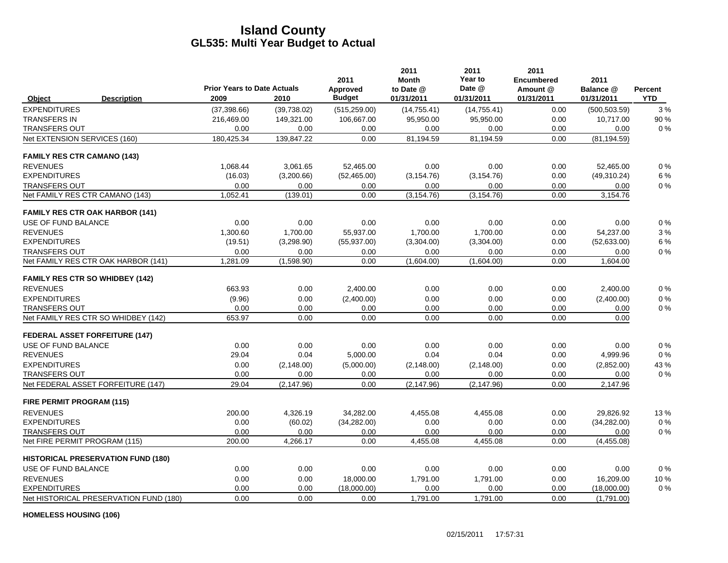# Island County
## GL535: Multi Year Budget to Actual

| Object | Description | Prior Years to Date Actuals 2009 | 2010 | 2011 Approved Budget | 2011 Month to Date @ 01/31/2011 | 2011 Year to Date @ 01/31/2011 | 2011 Encumbered Amount @ 01/31/2011 | 2011 Balance @ 01/31/2011 | Percent YTD |
|---|---|---|---|---|---|---|---|---|---|
| EXPENDITURES | | (37,398.66) | (39,738.02) | (515,259.00) | (14,755.41) | (14,755.41) | 0.00 | (500,503.59) | 3 % |
| TRANSFERS IN | | 216,469.00 | 149,321.00 | 106,667.00 | 95,950.00 | 95,950.00 | 0.00 | 10,717.00 | 90 % |
| TRANSFERS OUT | | 0.00 | 0.00 | 0.00 | 0.00 | 0.00 | 0.00 | 0.00 | 0 % |
| Net EXTENSION SERVICES (160) | | 180,425.34 | 139,847.22 | 0.00 | 81,194.59 | 81,194.59 | 0.00 | (81,194.59) | |
| **FAMILY RES CTR CAMANO (143)** | | | | | | | | | |
| REVENUES | | 1,068.44 | 3,061.65 | 52,465.00 | 0.00 | 0.00 | 0.00 | 52,465.00 | 0 % |
| EXPENDITURES | | (16.03) | (3,200.66) | (52,465.00) | (3,154.76) | (3,154.76) | 0.00 | (49,310.24) | 6 % |
| TRANSFERS OUT | | 0.00 | 0.00 | 0.00 | 0.00 | 0.00 | 0.00 | 0.00 | 0 % |
| Net FAMILY RES CTR CAMANO (143) | | 1,052.41 | (139.01) | 0.00 | (3,154.76) | (3,154.76) | 0.00 | 3,154.76 | |
| **FAMILY RES CTR OAK HARBOR (141)** | | | | | | | | | |
| USE OF FUND BALANCE | | 0.00 | 0.00 | 0.00 | 0.00 | 0.00 | 0.00 | 0.00 | 0 % |
| REVENUES | | 1,300.60 | 1,700.00 | 55,937.00 | 1,700.00 | 1,700.00 | 0.00 | 54,237.00 | 3 % |
| EXPENDITURES | | (19.51) | (3,298.90) | (55,937.00) | (3,304.00) | (3,304.00) | 0.00 | (52,633.00) | 6 % |
| TRANSFERS OUT | | 0.00 | 0.00 | 0.00 | 0.00 | 0.00 | 0.00 | 0.00 | 0 % |
| Net FAMILY RES CTR OAK HARBOR (141) | | 1,281.09 | (1,598.90) | 0.00 | (1,604.00) | (1,604.00) | 0.00 | 1,604.00 | |
| **FAMILY RES CTR SO WHIDBEY (142)** | | | | | | | | | |
| REVENUES | | 663.93 | 0.00 | 2,400.00 | 0.00 | 0.00 | 0.00 | 2,400.00 | 0 % |
| EXPENDITURES | | (9.96) | 0.00 | (2,400.00) | 0.00 | 0.00 | 0.00 | (2,400.00) | 0 % |
| TRANSFERS OUT | | 0.00 | 0.00 | 0.00 | 0.00 | 0.00 | 0.00 | 0.00 | 0 % |
| Net FAMILY RES CTR SO WHIDBEY (142) | | 653.97 | 0.00 | 0.00 | 0.00 | 0.00 | 0.00 | 0.00 | |
| **FEDERAL ASSET FORFEITURE (147)** | | | | | | | | | |
| USE OF FUND BALANCE | | 0.00 | 0.00 | 0.00 | 0.00 | 0.00 | 0.00 | 0.00 | 0 % |
| REVENUES | | 29.04 | 0.04 | 5,000.00 | 0.04 | 0.04 | 0.00 | 4,999.96 | 0 % |
| EXPENDITURES | | 0.00 | (2,148.00) | (5,000.00) | (2,148.00) | (2,148.00) | 0.00 | (2,852.00) | 43 % |
| TRANSFERS OUT | | 0.00 | 0.00 | 0.00 | 0.00 | 0.00 | 0.00 | 0.00 | 0 % |
| Net FEDERAL ASSET FORFEITURE (147) | | 29.04 | (2,147.96) | 0.00 | (2,147.96) | (2,147.96) | 0.00 | 2,147.96 | |
| **FIRE PERMIT PROGRAM (115)** | | | | | | | | | |
| REVENUES | | 200.00 | 4,326.19 | 34,282.00 | 4,455.08 | 4,455.08 | 0.00 | 29,826.92 | 13 % |
| EXPENDITURES | | 0.00 | (60.02) | (34,282.00) | 0.00 | 0.00 | 0.00 | (34,282.00) | 0 % |
| TRANSFERS OUT | | 0.00 | 0.00 | 0.00 | 0.00 | 0.00 | 0.00 | 0.00 | 0 % |
| Net FIRE PERMIT PROGRAM (115) | | 200.00 | 4,266.17 | 0.00 | 4,455.08 | 4,455.08 | 0.00 | (4,455.08) | |
| **HISTORICAL PRESERVATION FUND (180)** | | | | | | | | | |
| USE OF FUND BALANCE | | 0.00 | 0.00 | 0.00 | 0.00 | 0.00 | 0.00 | 0.00 | 0 % |
| REVENUES | | 0.00 | 0.00 | 18,000.00 | 1,791.00 | 1,791.00 | 0.00 | 16,209.00 | 10 % |
| EXPENDITURES | | 0.00 | 0.00 | (18,000.00) | 0.00 | 0.00 | 0.00 | (18,000.00) | 0 % |
| Net HISTORICAL PRESERVATION FUND (180) | | 0.00 | 0.00 | 0.00 | 1,791.00 | 1,791.00 | 0.00 | (1,791.00) | |
| **HOMELESS HOUSING (106)** | | | | | | | | | |

02/15/2011 17:57:31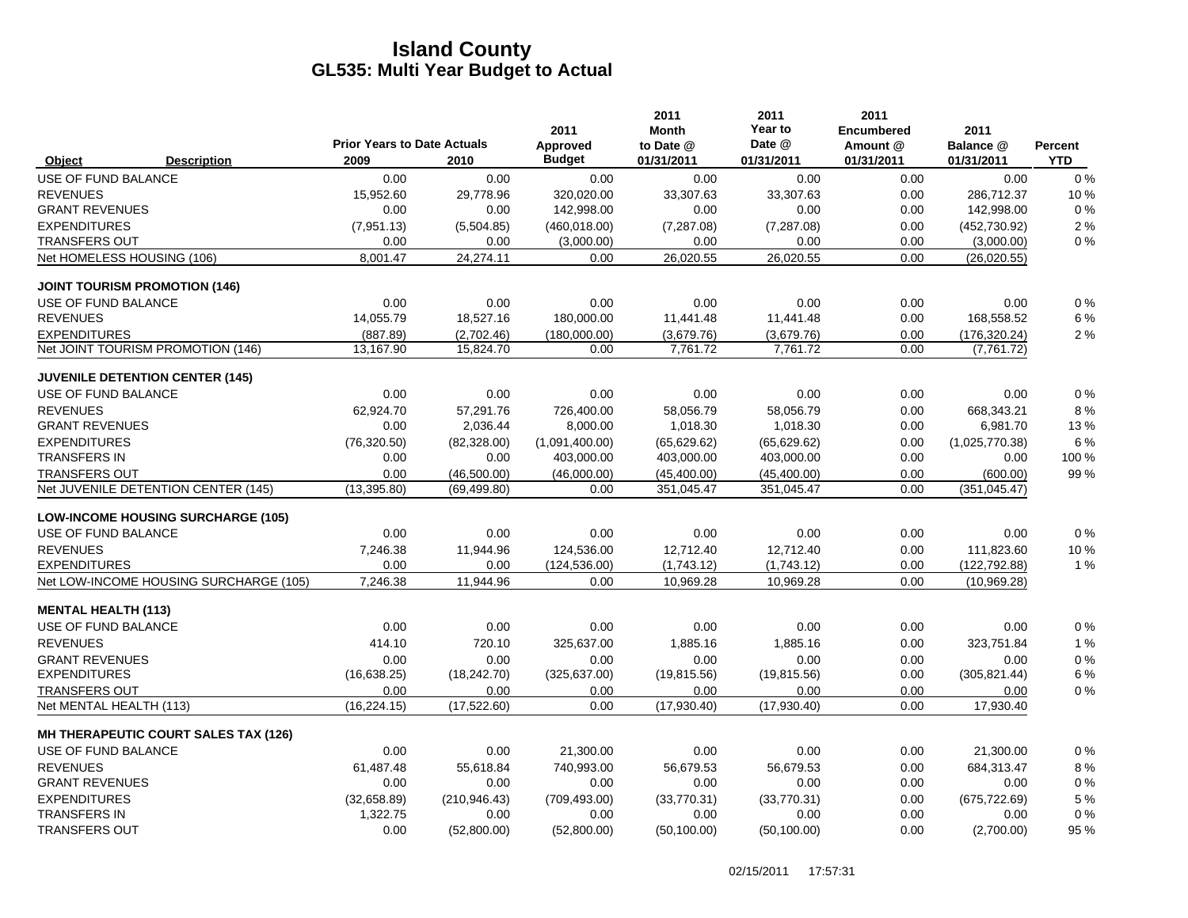# Island County
## GL535: Multi Year Budget to Actual

| Object | Description | Prior Years to Date Actuals 2009 | 2010 | 2011 Approved Budget | 2011 Month to Date @ 01/31/2011 | 2011 Year to Date @ 01/31/2011 | 2011 Encumbered Amount @ 01/31/2011 | 2011 Balance @ 01/31/2011 | Percent YTD |
|---|---|---|---|---|---|---|---|---|---|
| USE OF FUND BALANCE | | 0.00 | 0.00 | 0.00 | 0.00 | 0.00 | 0.00 | 0.00 | 0 % |
| REVENUES | | 15,952.60 | 29,778.96 | 320,020.00 | 33,307.63 | 33,307.63 | 0.00 | 286,712.37 | 10 % |
| GRANT REVENUES | | 0.00 | 0.00 | 142,998.00 | 0.00 | 0.00 | 0.00 | 142,998.00 | 0 % |
| EXPENDITURES | | (7,951.13) | (5,504.85) | (460,018.00) | (7,287.08) | (7,287.08) | 0.00 | (452,730.92) | 2 % |
| TRANSFERS OUT | | 0.00 | 0.00 | (3,000.00) | 0.00 | 0.00 | 0.00 | (3,000.00) | 0 % |
| Net HOMELESS HOUSING (106) | | 8,001.47 | 24,274.11 | 0.00 | 26,020.55 | 26,020.55 | 0.00 | (26,020.55) | |
| **JOINT TOURISM PROMOTION (146)** | | | | | | | | | |
| USE OF FUND BALANCE | | 0.00 | 0.00 | 0.00 | 0.00 | 0.00 | 0.00 | 0.00 | 0 % |
| REVENUES | | 14,055.79 | 18,527.16 | 180,000.00 | 11,441.48 | 11,441.48 | 0.00 | 168,558.52 | 6 % |
| EXPENDITURES | | (887.89) | (2,702.46) | (180,000.00) | (3,679.76) | (3,679.76) | 0.00 | (176,320.24) | 2 % |
| Net JOINT TOURISM PROMOTION (146) | | 13,167.90 | 15,824.70 | 0.00 | 7,761.72 | 7,761.72 | 0.00 | (7,761.72) | |
| **JUVENILE DETENTION CENTER (145)** | | | | | | | | | |
| USE OF FUND BALANCE | | 0.00 | 0.00 | 0.00 | 0.00 | 0.00 | 0.00 | 0.00 | 0 % |
| REVENUES | | 62,924.70 | 57,291.76 | 726,400.00 | 58,056.79 | 58,056.79 | 0.00 | 668,343.21 | 8 % |
| GRANT REVENUES | | 0.00 | 2,036.44 | 8,000.00 | 1,018.30 | 1,018.30 | 0.00 | 6,981.70 | 13 % |
| EXPENDITURES | | (76,320.50) | (82,328.00) | (1,091,400.00) | (65,629.62) | (65,629.62) | 0.00 | (1,025,770.38) | 6 % |
| TRANSFERS IN | | 0.00 | 0.00 | 403,000.00 | 403,000.00 | 403,000.00 | 0.00 | 0.00 | 100 % |
| TRANSFERS OUT | | 0.00 | (46,500.00) | (46,000.00) | (45,400.00) | (45,400.00) | 0.00 | (600.00) | 99 % |
| Net JUVENILE DETENTION CENTER (145) | | (13,395.80) | (69,499.80) | 0.00 | 351,045.47 | 351,045.47 | 0.00 | (351,045.47) | |
| **LOW-INCOME HOUSING SURCHARGE (105)** | | | | | | | | | |
| USE OF FUND BALANCE | | 0.00 | 0.00 | 0.00 | 0.00 | 0.00 | 0.00 | 0.00 | 0 % |
| REVENUES | | 7,246.38 | 11,944.96 | 124,536.00 | 12,712.40 | 12,712.40 | 0.00 | 111,823.60 | 10 % |
| EXPENDITURES | | 0.00 | 0.00 | (124,536.00) | (1,743.12) | (1,743.12) | 0.00 | (122,792.88) | 1 % |
| Net LOW-INCOME HOUSING SURCHARGE (105) | | 7,246.38 | 11,944.96 | 0.00 | 10,969.28 | 10,969.28 | 0.00 | (10,969.28) | |
| **MENTAL HEALTH (113)** | | | | | | | | | |
| USE OF FUND BALANCE | | 0.00 | 0.00 | 0.00 | 0.00 | 0.00 | 0.00 | 0.00 | 0 % |
| REVENUES | | 414.10 | 720.10 | 325,637.00 | 1,885.16 | 1,885.16 | 0.00 | 323,751.84 | 1 % |
| GRANT REVENUES | | 0.00 | 0.00 | 0.00 | 0.00 | 0.00 | 0.00 | 0.00 | 0 % |
| EXPENDITURES | | (16,638.25) | (18,242.70) | (325,637.00) | (19,815.56) | (19,815.56) | 0.00 | (305,821.44) | 6 % |
| TRANSFERS OUT | | 0.00 | 0.00 | 0.00 | 0.00 | 0.00 | 0.00 | 0.00 | 0 % |
| Net MENTAL HEALTH (113) | | (16,224.15) | (17,522.60) | 0.00 | (17,930.40) | (17,930.40) | 0.00 | 17,930.40 | |
| **MH THERAPEUTIC COURT SALES TAX (126)** | | | | | | | | | |
| USE OF FUND BALANCE | | 0.00 | 0.00 | 21,300.00 | 0.00 | 0.00 | 0.00 | 21,300.00 | 0 % |
| REVENUES | | 61,487.48 | 55,618.84 | 740,993.00 | 56,679.53 | 56,679.53 | 0.00 | 684,313.47 | 8 % |
| GRANT REVENUES | | 0.00 | 0.00 | 0.00 | 0.00 | 0.00 | 0.00 | 0.00 | 0 % |
| EXPENDITURES | | (32,658.89) | (210,946.43) | (709,493.00) | (33,770.31) | (33,770.31) | 0.00 | (675,722.69) | 5 % |
| TRANSFERS IN | | 1,322.75 | 0.00 | 0.00 | 0.00 | 0.00 | 0.00 | 0.00 | 0 % |
| TRANSFERS OUT | | 0.00 | (52,800.00) | (52,800.00) | (50,100.00) | (50,100.00) | 0.00 | (2,700.00) | 95 % |

02/15/2011 17:57:31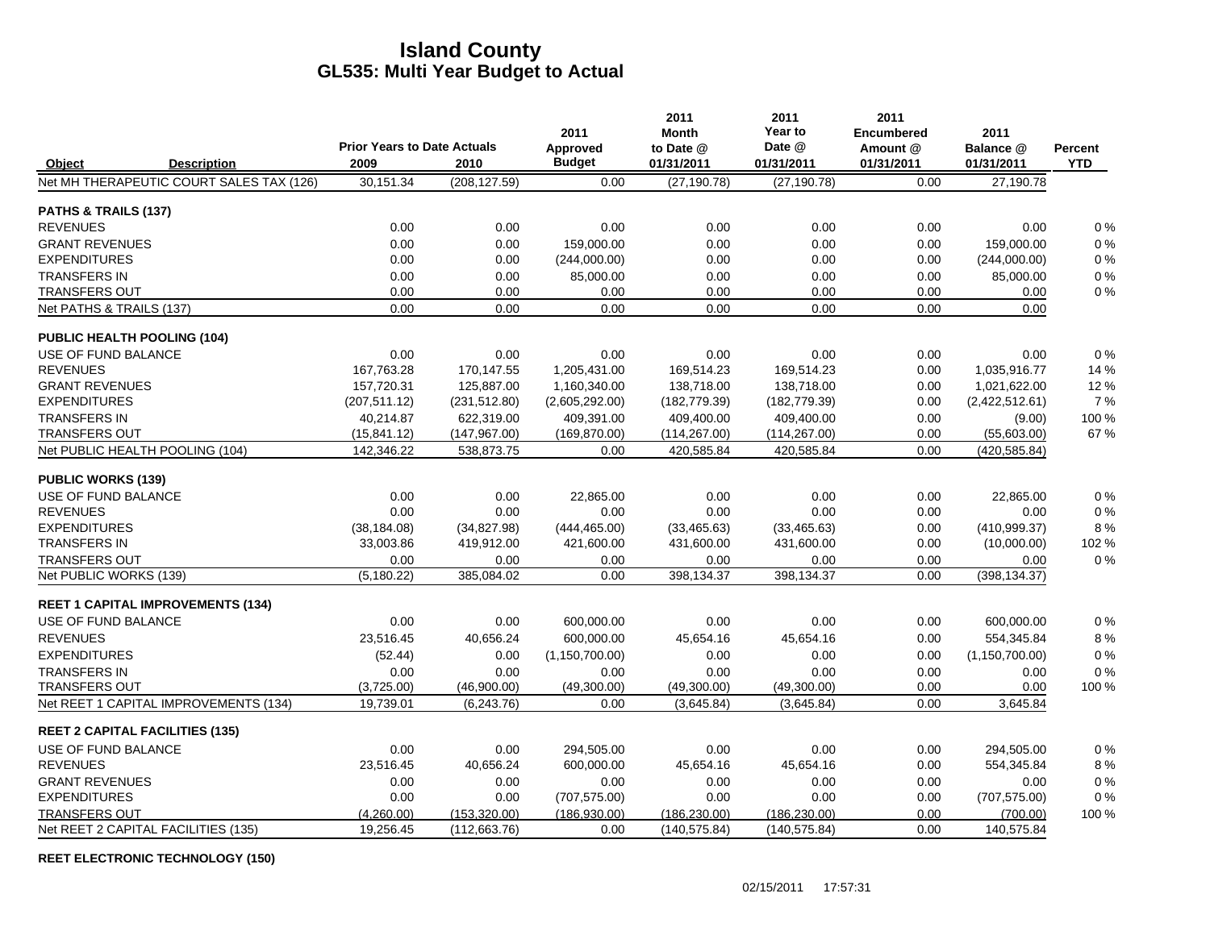# Island County
## GL535: Multi Year Budget to Actual

| Object | Description | Prior Years to Date Actuals 2009 | 2010 | 2011 Approved Budget | 2011 Month to Date @ 01/31/2011 | 2011 Year to Date @ 01/31/2011 | 2011 Encumbered Amount @ 01/31/2011 | 2011 Balance @ 01/31/2011 | Percent YTD |
|---|---|---|---|---|---|---|---|---|---|
| Net MH THERAPEUTIC COURT SALES TAX (126) | | 30,151.34 | (208,127.59) | 0.00 | (27,190.78) | (27,190.78) | 0.00 | 27,190.78 | |
| **PATHS & TRAILS (137)** | | | | | | | | | |
| REVENUES | | 0.00 | 0.00 | 0.00 | 0.00 | 0.00 | 0.00 | 0.00 | 0 % |
| GRANT REVENUES | | 0.00 | 0.00 | 159,000.00 | 0.00 | 0.00 | 0.00 | 159,000.00 | 0 % |
| EXPENDITURES | | 0.00 | 0.00 | (244,000.00) | 0.00 | 0.00 | 0.00 | (244,000.00) | 0 % |
| TRANSFERS IN | | 0.00 | 0.00 | 85,000.00 | 0.00 | 0.00 | 0.00 | 85,000.00 | 0 % |
| TRANSFERS OUT | | 0.00 | 0.00 | 0.00 | 0.00 | 0.00 | 0.00 | 0.00 | 0 % |
| Net PATHS & TRAILS (137) | | 0.00 | 0.00 | 0.00 | 0.00 | 0.00 | 0.00 | 0.00 | |
| **PUBLIC HEALTH POOLING (104)** | | | | | | | | | |
| USE OF FUND BALANCE | | 0.00 | 0.00 | 0.00 | 0.00 | 0.00 | 0.00 | 0.00 | 0 % |
| REVENUES | | 167,763.28 | 170,147.55 | 1,205,431.00 | 169,514.23 | 169,514.23 | 0.00 | 1,035,916.77 | 14 % |
| GRANT REVENUES | | 157,720.31 | 125,887.00 | 1,160,340.00 | 138,718.00 | 138,718.00 | 0.00 | 1,021,622.00 | 12 % |
| EXPENDITURES | | (207,511.12) | (231,512.80) | (2,605,292.00) | (182,779.39) | (182,779.39) | 0.00 | (2,422,512.61) | 7 % |
| TRANSFERS IN | | 40,214.87 | 622,319.00 | 409,391.00 | 409,400.00 | 409,400.00 | 0.00 | (9.00) | 100 % |
| TRANSFERS OUT | | (15,841.12) | (147,967.00) | (169,870.00) | (114,267.00) | (114,267.00) | 0.00 | (55,603.00) | 67 % |
| Net PUBLIC HEALTH POOLING (104) | | 142,346.22 | 538,873.75 | 0.00 | 420,585.84 | 420,585.84 | 0.00 | (420,585.84) | |
| **PUBLIC WORKS (139)** | | | | | | | | | |
| USE OF FUND BALANCE | | 0.00 | 0.00 | 22,865.00 | 0.00 | 0.00 | 0.00 | 22,865.00 | 0 % |
| REVENUES | | 0.00 | 0.00 | 0.00 | 0.00 | 0.00 | 0.00 | 0.00 | 0 % |
| EXPENDITURES | | (38,184.08) | (34,827.98) | (444,465.00) | (33,465.63) | (33,465.63) | 0.00 | (410,999.37) | 8 % |
| TRANSFERS IN | | 33,003.86 | 419,912.00 | 421,600.00 | 431,600.00 | 431,600.00 | 0.00 | (10,000.00) | 102 % |
| TRANSFERS OUT | | 0.00 | 0.00 | 0.00 | 0.00 | 0.00 | 0.00 | 0.00 | 0 % |
| Net PUBLIC WORKS (139) | | (5,180.22) | 385,084.02 | 0.00 | 398,134.37 | 398,134.37 | 0.00 | (398,134.37) | |
| **REET 1 CAPITAL IMPROVEMENTS (134)** | | | | | | | | | |
| USE OF FUND BALANCE | | 0.00 | 0.00 | 600,000.00 | 0.00 | 0.00 | 0.00 | 600,000.00 | 0 % |
| REVENUES | | 23,516.45 | 40,656.24 | 600,000.00 | 45,654.16 | 45,654.16 | 0.00 | 554,345.84 | 8 % |
| EXPENDITURES | | (52.44) | 0.00 | (1,150,700.00) | 0.00 | 0.00 | 0.00 | (1,150,700.00) | 0 % |
| TRANSFERS IN | | 0.00 | 0.00 | 0.00 | 0.00 | 0.00 | 0.00 | 0.00 | 0 % |
| TRANSFERS OUT | | (3,725.00) | (46,900.00) | (49,300.00) | (49,300.00) | (49,300.00) | 0.00 | 0.00 | 100 % |
| Net REET 1 CAPITAL IMPROVEMENTS (134) | | 19,739.01 | (6,243.76) | 0.00 | (3,645.84) | (3,645.84) | 0.00 | 3,645.84 | |
| **REET 2 CAPITAL FACILITIES (135)** | | | | | | | | | |
| USE OF FUND BALANCE | | 0.00 | 0.00 | 294,505.00 | 0.00 | 0.00 | 0.00 | 294,505.00 | 0 % |
| REVENUES | | 23,516.45 | 40,656.24 | 600,000.00 | 45,654.16 | 45,654.16 | 0.00 | 554,345.84 | 8 % |
| GRANT REVENUES | | 0.00 | 0.00 | 0.00 | 0.00 | 0.00 | 0.00 | 0.00 | 0 % |
| EXPENDITURES | | 0.00 | 0.00 | (707,575.00) | 0.00 | 0.00 | 0.00 | (707,575.00) | 0 % |
| TRANSFERS OUT | | (4,260.00) | (153,320.00) | (186,930.00) | (186,230.00) | (186,230.00) | 0.00 | (700.00) | 100 % |
| Net REET 2 CAPITAL FACILITIES (135) | | 19,256.45 | (112,663.76) | 0.00 | (140,575.84) | (140,575.84) | 0.00 | 140,575.84 | |
| **REET ELECTRONIC TECHNOLOGY (150)** | | | | | | | | | |

02/15/2011 17:57:31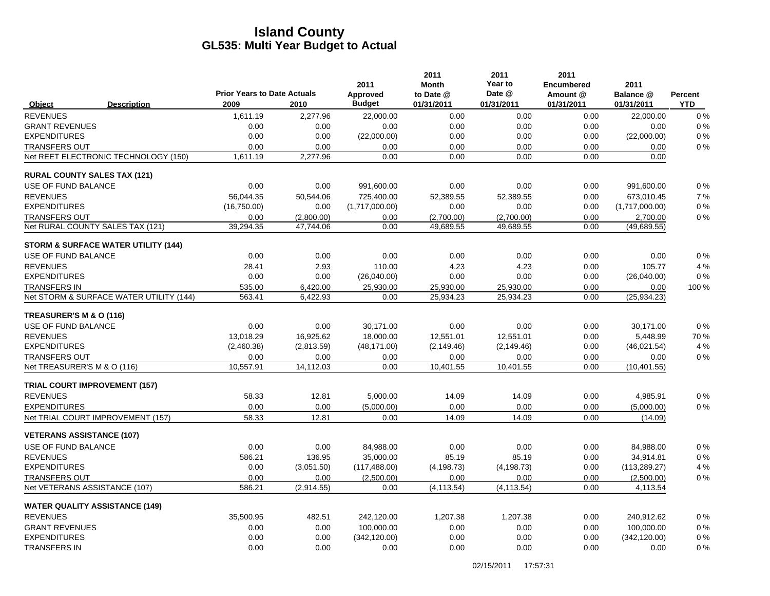# Island County
## GL535: Multi Year Budget to Actual

| Object | Description | Prior Years to Date Actuals 2009 | 2010 | 2011 Approved Budget | 2011 Month to Date @ 01/31/2011 | 2011 Year to Date @ 01/31/2011 | 2011 Encumbered Amount @ 01/31/2011 | 2011 Balance @ 01/31/2011 | Percent YTD |
|---|---|---|---|---|---|---|---|---|---|
| REVENUES | | 1,611.19 | 2,277.96 | 22,000.00 | 0.00 | 0.00 | 0.00 | 22,000.00 | 0 % |
| GRANT REVENUES | | 0.00 | 0.00 | 0.00 | 0.00 | 0.00 | 0.00 | 0.00 | 0 % |
| EXPENDITURES | | 0.00 | 0.00 | (22,000.00) | 0.00 | 0.00 | 0.00 | (22,000.00) | 0 % |
| TRANSFERS OUT | | 0.00 | 0.00 | 0.00 | 0.00 | 0.00 | 0.00 | 0.00 | 0 % |
| Net REET ELECTRONIC TECHNOLOGY (150) | | 1,611.19 | 2,277.96 | 0.00 | 0.00 | 0.00 | 0.00 | 0.00 | |
| **RURAL COUNTY SALES TAX (121)** | | | | | | | | | |
| USE OF FUND BALANCE | | 0.00 | 0.00 | 991,600.00 | 0.00 | 0.00 | 0.00 | 991,600.00 | 0 % |
| REVENUES | | 56,044.35 | 50,544.06 | 725,400.00 | 52,389.55 | 52,389.55 | 0.00 | 673,010.45 | 7 % |
| EXPENDITURES | | (16,750.00) | 0.00 | (1,717,000.00) | 0.00 | 0.00 | 0.00 | (1,717,000.00) | 0 % |
| TRANSFERS OUT | | 0.00 | (2,800.00) | 0.00 | (2,700.00) | (2,700.00) | 0.00 | 2,700.00 | 0 % |
| Net RURAL COUNTY SALES TAX (121) | | 39,294.35 | 47,744.06 | 0.00 | 49,689.55 | 49,689.55 | 0.00 | (49,689.55) | |
| **STORM & SURFACE WATER UTILITY (144)** | | | | | | | | | |
| USE OF FUND BALANCE | | 0.00 | 0.00 | 0.00 | 0.00 | 0.00 | 0.00 | 0.00 | 0 % |
| REVENUES | | 28.41 | 2.93 | 110.00 | 4.23 | 4.23 | 0.00 | 105.77 | 4 % |
| EXPENDITURES | | 0.00 | 0.00 | (26,040.00) | 0.00 | 0.00 | 0.00 | (26,040.00) | 0 % |
| TRANSFERS IN | | 535.00 | 6,420.00 | 25,930.00 | 25,930.00 | 25,930.00 | 0.00 | 0.00 | 100 % |
| Net STORM & SURFACE WATER UTILITY (144) | | 563.41 | 6,422.93 | 0.00 | 25,934.23 | 25,934.23 | 0.00 | (25,934.23) | |
| **TREASURER'S M & O (116)** | | | | | | | | | |
| USE OF FUND BALANCE | | 0.00 | 0.00 | 30,171.00 | 0.00 | 0.00 | 0.00 | 30,171.00 | 0 % |
| REVENUES | | 13,018.29 | 16,925.62 | 18,000.00 | 12,551.01 | 12,551.01 | 0.00 | 5,448.99 | 70 % |
| EXPENDITURES | | (2,460.38) | (2,813.59) | (48,171.00) | (2,149.46) | (2,149.46) | 0.00 | (46,021.54) | 4 % |
| TRANSFERS OUT | | 0.00 | 0.00 | 0.00 | 0.00 | 0.00 | 0.00 | 0.00 | 0 % |
| Net TREASURER'S M & O (116) | | 10,557.91 | 14,112.03 | 0.00 | 10,401.55 | 10,401.55 | 0.00 | (10,401.55) | |
| **TRIAL COURT IMPROVEMENT (157)** | | | | | | | | | |
| REVENUES | | 58.33 | 12.81 | 5,000.00 | 14.09 | 14.09 | 0.00 | 4,985.91 | 0 % |
| EXPENDITURES | | 0.00 | 0.00 | (5,000.00) | 0.00 | 0.00 | 0.00 | (5,000.00) | 0 % |
| Net TRIAL COURT IMPROVEMENT (157) | | 58.33 | 12.81 | 0.00 | 14.09 | 14.09 | 0.00 | (14.09) | |
| **VETERANS ASSISTANCE (107)** | | | | | | | | | |
| USE OF FUND BALANCE | | 0.00 | 0.00 | 84,988.00 | 0.00 | 0.00 | 0.00 | 84,988.00 | 0 % |
| REVENUES | | 586.21 | 136.95 | 35,000.00 | 85.19 | 85.19 | 0.00 | 34,914.81 | 0 % |
| EXPENDITURES | | 0.00 | (3,051.50) | (117,488.00) | (4,198.73) | (4,198.73) | 0.00 | (113,289.27) | 4 % |
| TRANSFERS OUT | | 0.00 | 0.00 | (2,500.00) | 0.00 | 0.00 | 0.00 | (2,500.00) | 0 % |
| Net VETERANS ASSISTANCE (107) | | 586.21 | (2,914.55) | 0.00 | (4,113.54) | (4,113.54) | 0.00 | 4,113.54 | |
| **WATER QUALITY ASSISTANCE (149)** | | | | | | | | | |
| REVENUES | | 35,500.95 | 482.51 | 242,120.00 | 1,207.38 | 1,207.38 | 0.00 | 240,912.62 | 0 % |
| GRANT REVENUES | | 0.00 | 0.00 | 100,000.00 | 0.00 | 0.00 | 0.00 | 100,000.00 | 0 % |
| EXPENDITURES | | 0.00 | 0.00 | (342,120.00) | 0.00 | 0.00 | 0.00 | (342,120.00) | 0 % |
| TRANSFERS IN | | 0.00 | 0.00 | 0.00 | 0.00 | 0.00 | 0.00 | 0.00 | 0 % |

02/15/2011 17:57:31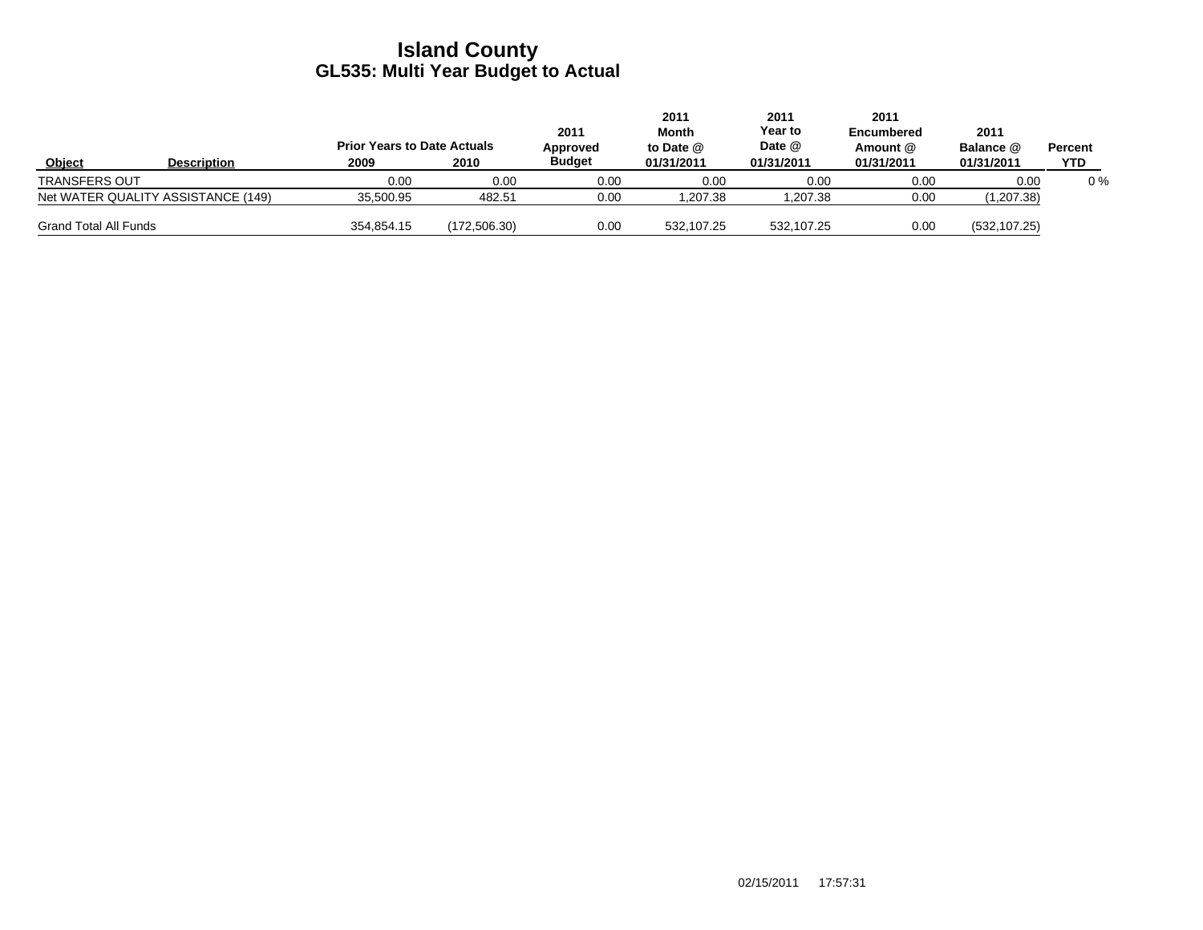# Island County
## GL535: Multi Year Budget to Actual

| Object | Description | Prior Years to Date Actuals 2009 | 2010 | 2011 Approved Budget | 2011 Month to Date @ 01/31/2011 | 2011 Year to Date @ 01/31/2011 | 2011 Encumbered Amount @ 01/31/2011 | 2011 Balance @ 01/31/2011 | Percent YTD |
|---|---|---|---|---|---|---|---|---|---|
| TRANSFERS OUT | | 0.00 | 0.00 | 0.00 | 0.00 | 0.00 | 0.00 | 0.00 | 0 % |
| Net WATER QUALITY ASSISTANCE (149) | | 35,500.95 | 482.51 | 0.00 | 1,207.38 | 1,207.38 | 0.00 | (1,207.38) | |
| Grand Total All Funds | | 354,854.15 | (172,506.30) | 0.00 | 532,107.25 | 532,107.25 | 0.00 | (532,107.25) | |

02/15/2011 17:57:31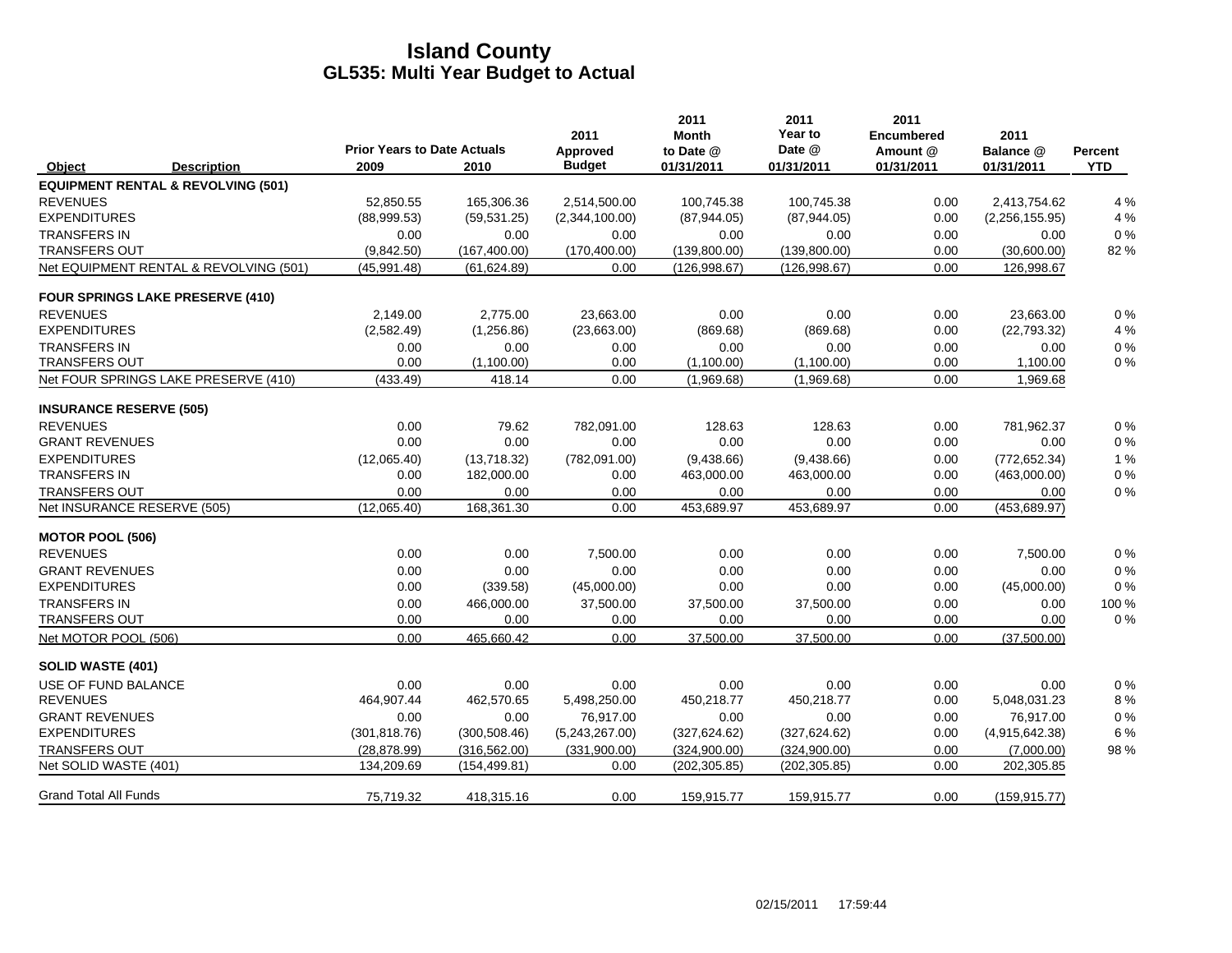# Island County
## GL535: Multi Year Budget to Actual

| Object | Description | Prior Years to Date Actuals 2009 | 2010 | 2011 Approved Budget | 2011 Month to Date @ 01/31/2011 | 2011 Year to Date @ 01/31/2011 | 2011 Encumbered Amount @ 01/31/2011 | 2011 Balance @ 01/31/2011 | Percent YTD |
|---|---|---|---|---|---|---|---|---|---|
| **EQUIPMENT RENTAL & REVOLVING (501)** | | | | | | | | | |
| REVENUES | | 52,850.55 | 165,306.36 | 2,514,500.00 | 100,745.38 | 100,745.38 | 0.00 | 2,413,754.62 | 4 % |
| EXPENDITURES | | (88,999.53) | (59,531.25) | (2,344,100.00) | (87,944.05) | (87,944.05) | 0.00 | (2,256,155.95) | 4 % |
| TRANSFERS IN | | 0.00 | 0.00 | 0.00 | 0.00 | 0.00 | 0.00 | 0.00 | 0 % |
| TRANSFERS OUT | | (9,842.50) | (167,400.00) | (170,400.00) | (139,800.00) | (139,800.00) | 0.00 | (30,600.00) | 82 % |
| Net EQUIPMENT RENTAL & REVOLVING (501) | | (45,991.48) | (61,624.89) | 0.00 | (126,998.67) | (126,998.67) | 0.00 | 126,998.67 | |
| **FOUR SPRINGS LAKE PRESERVE (410)** | | | | | | | | | |
| REVENUES | | 2,149.00 | 2,775.00 | 23,663.00 | 0.00 | 0.00 | 0.00 | 23,663.00 | 0 % |
| EXPENDITURES | | (2,582.49) | (1,256.86) | (23,663.00) | (869.68) | (869.68) | 0.00 | (22,793.32) | 4 % |
| TRANSFERS IN | | 0.00 | 0.00 | 0.00 | 0.00 | 0.00 | 0.00 | 0.00 | 0 % |
| TRANSFERS OUT | | 0.00 | (1,100.00) | 0.00 | (1,100.00) | (1,100.00) | 0.00 | 1,100.00 | 0 % |
| Net FOUR SPRINGS LAKE PRESERVE (410) | | (433.49) | 418.14 | 0.00 | (1,969.68) | (1,969.68) | 0.00 | 1,969.68 | |
| **INSURANCE RESERVE (505)** | | | | | | | | | |
| REVENUES | | 0.00 | 79.62 | 782,091.00 | 128.63 | 128.63 | 0.00 | 781,962.37 | 0 % |
| GRANT REVENUES | | 0.00 | 0.00 | 0.00 | 0.00 | 0.00 | 0.00 | 0.00 | 0 % |
| EXPENDITURES | | (12,065.40) | (13,718.32) | (782,091.00) | (9,438.66) | (9,438.66) | 0.00 | (772,652.34) | 1 % |
| TRANSFERS IN | | 0.00 | 182,000.00 | 0.00 | 463,000.00 | 463,000.00 | 0.00 | (463,000.00) | 0 % |
| TRANSFERS OUT | | 0.00 | 0.00 | 0.00 | 0.00 | 0.00 | 0.00 | 0.00 | 0 % |
| Net INSURANCE RESERVE (505) | | (12,065.40) | 168,361.30 | 0.00 | 453,689.97 | 453,689.97 | 0.00 | (453,689.97) | |
| **MOTOR POOL (506)** | | | | | | | | | |
| REVENUES | | 0.00 | 0.00 | 7,500.00 | 0.00 | 0.00 | 0.00 | 7,500.00 | 0 % |
| GRANT REVENUES | | 0.00 | 0.00 | 0.00 | 0.00 | 0.00 | 0.00 | 0.00 | 0 % |
| EXPENDITURES | | 0.00 | (339.58) | (45,000.00) | 0.00 | 0.00 | 0.00 | (45,000.00) | 0 % |
| TRANSFERS IN | | 0.00 | 466,000.00 | 37,500.00 | 37,500.00 | 37,500.00 | 0.00 | 0.00 | 100 % |
| TRANSFERS OUT | | 0.00 | 0.00 | 0.00 | 0.00 | 0.00 | 0.00 | 0.00 | 0 % |
| Net MOTOR POOL (506) | | 0.00 | 465,660.42 | 0.00 | 37,500.00 | 37,500.00 | 0.00 | (37,500.00) | |
| **SOLID WASTE (401)** | | | | | | | | | |
| USE OF FUND BALANCE | | 0.00 | 0.00 | 0.00 | 0.00 | 0.00 | 0.00 | 0.00 | 0 % |
| REVENUES | | 464,907.44 | 462,570.65 | 5,498,250.00 | 450,218.77 | 450,218.77 | 0.00 | 5,048,031.23 | 8 % |
| GRANT REVENUES | | 0.00 | 0.00 | 76,917.00 | 0.00 | 0.00 | 0.00 | 76,917.00 | 0 % |
| EXPENDITURES | | (301,818.76) | (300,508.46) | (5,243,267.00) | (327,624.62) | (327,624.62) | 0.00 | (4,915,642.38) | 6 % |
| TRANSFERS OUT | | (28,878.99) | (316,562.00) | (331,900.00) | (324,900.00) | (324,900.00) | 0.00 | (7,000.00) | 98 % |
| Net SOLID WASTE (401) | | 134,209.69 | (154,499.81) | 0.00 | (202,305.85) | (202,305.85) | 0.00 | 202,305.85 | |
| Grand Total All Funds | | 75,719.32 | 418,315.16 | 0.00 | 159,915.77 | 159,915.77 | 0.00 | (159,915.77) | |

02/15/2011 17:59:44